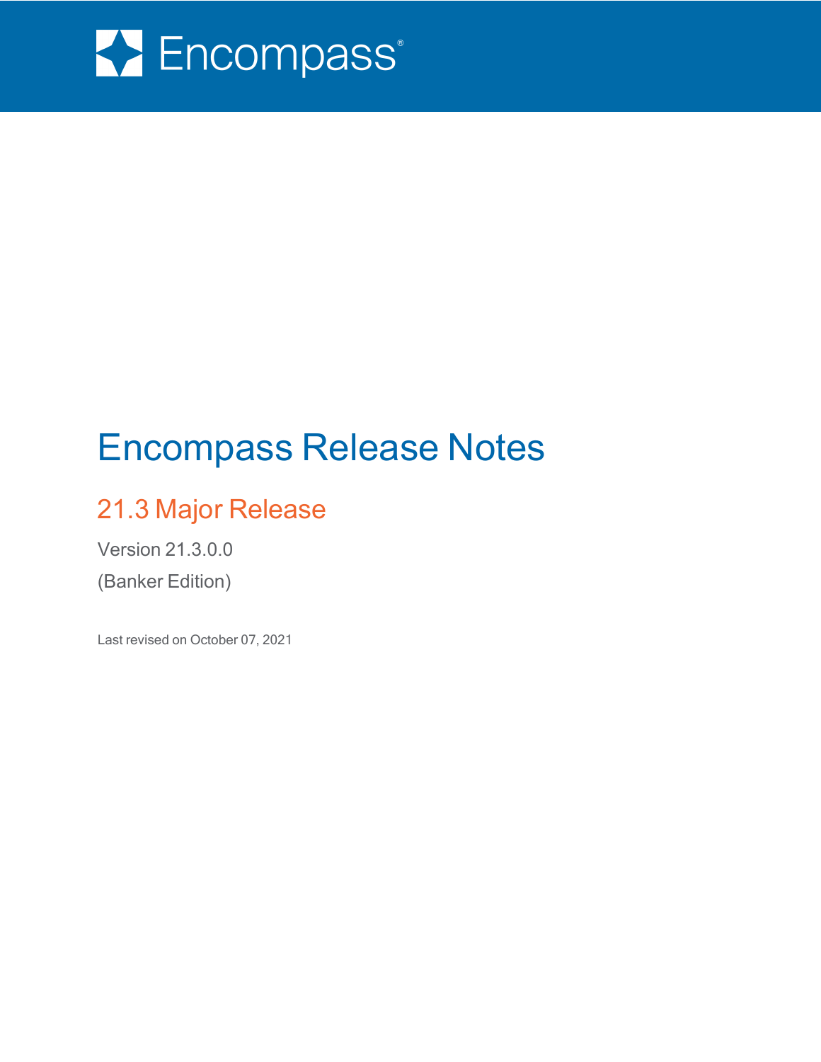Encompass®

# Encompass Release Notes

## 21.3 Major Release

Version 21.3.0.0

(Banker Edition)

Last revised on October 07, 2021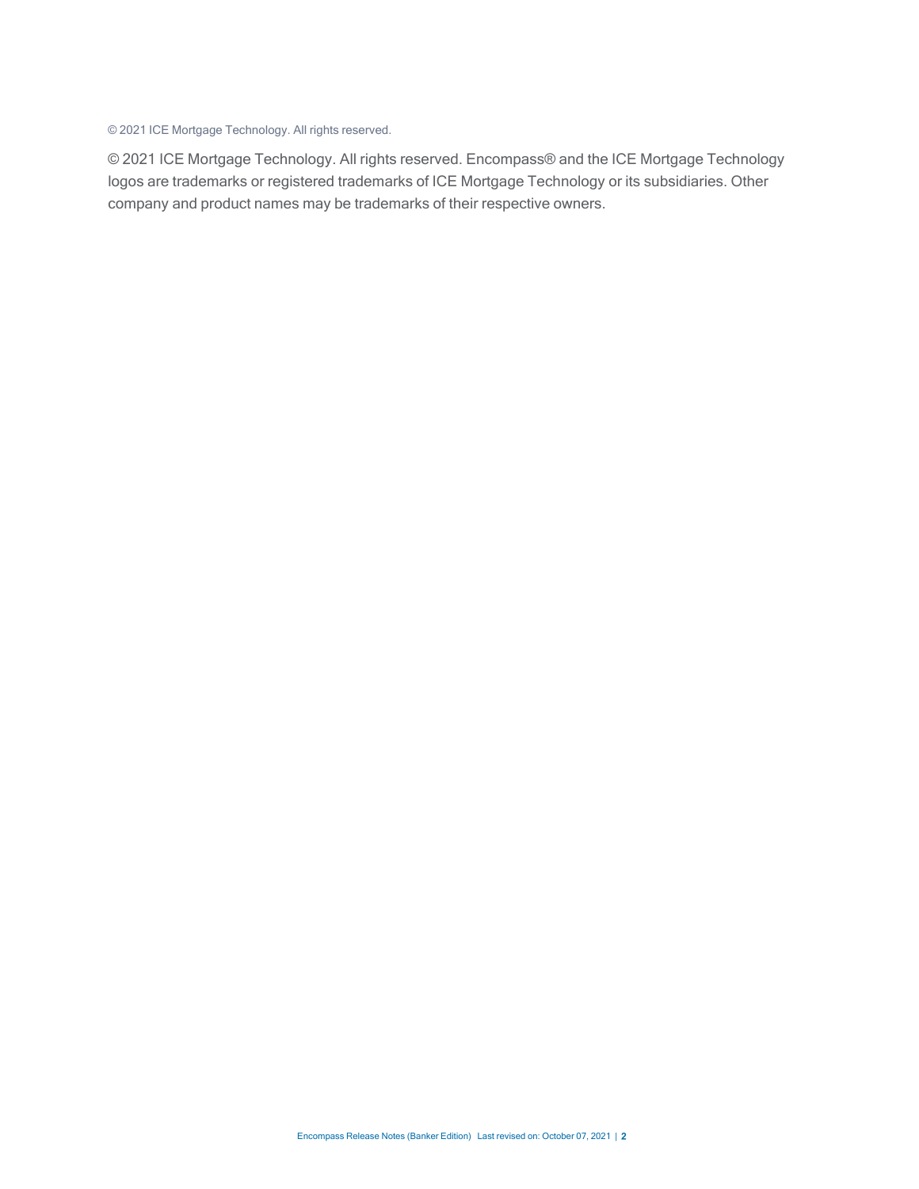© 2021 ICE Mortgage Technology. All rights reserved.

© 2021 ICE Mortgage Technology. All rights reserved. Encompass® and the ICE Mortgage Technology logos are trademarks or registered trademarks of ICE Mortgage Technology or its subsidiaries. Other company and product names may be trademarks of their respective owners.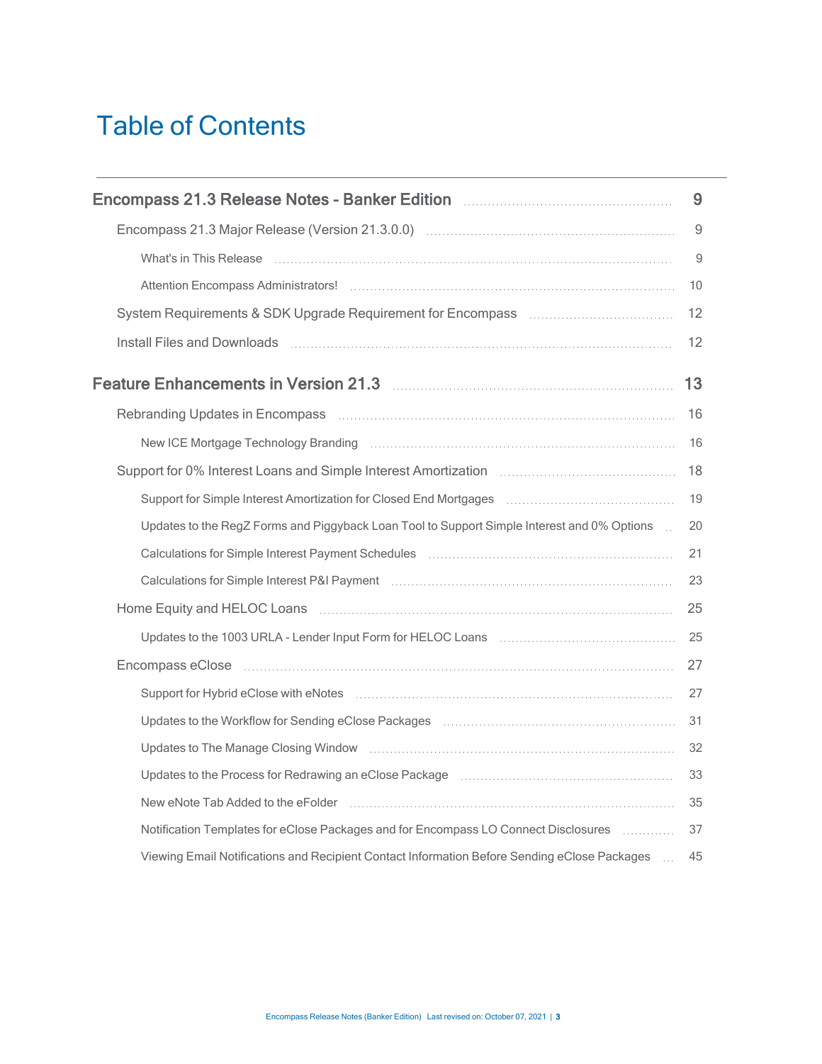# Table of Contents

- **Encompass 21.3 Release Notes - Banker Edition** ..... 9
  - Encompass 21.3 Major Release (Version 21.3.0.0) ..... 9
    - What's in This Release ..... 9
    - Attention Encompass Administrators! ..... 10
  - System Requirements & SDK Upgrade Requirement for Encompass ..... 12
  - Install Files and Downloads ..... 12
- **Feature Enhancements in Version 21.3** ..... 13
  - Rebranding Updates in Encompass ..... 16
    - New ICE Mortgage Technology Branding ..... 16
  - Support for 0% Interest Loans and Simple Interest Amortization ..... 18
    - Support for Simple Interest Amortization for Closed End Mortgages ..... 19
    - Updates to the RegZ Forms and Piggyback Loan Tool to Support Simple Interest and 0% Options ..... 20
    - Calculations for Simple Interest Payment Schedules ..... 21
    - Calculations for Simple Interest P&I Payment ..... 23
  - Home Equity and HELOC Loans ..... 25
    - Updates to the 1003 URLA - Lender Input Form for HELOC Loans ..... 25
  - Encompass eClose ..... 27
    - Support for Hybrid eClose with eNotes ..... 27
    - Updates to the Workflow for Sending eClose Packages ..... 31
    - Updates to The Manage Closing Window ..... 32
    - Updates to the Process for Redrawing an eClose Package ..... 33
    - New eNote Tab Added to the eFolder ..... 35
    - Notification Templates for eClose Packages and for Encompass LO Connect Disclosures ..... 37
    - Viewing Email Notifications and Recipient Contact Information Before Sending eClose Packages ..... 45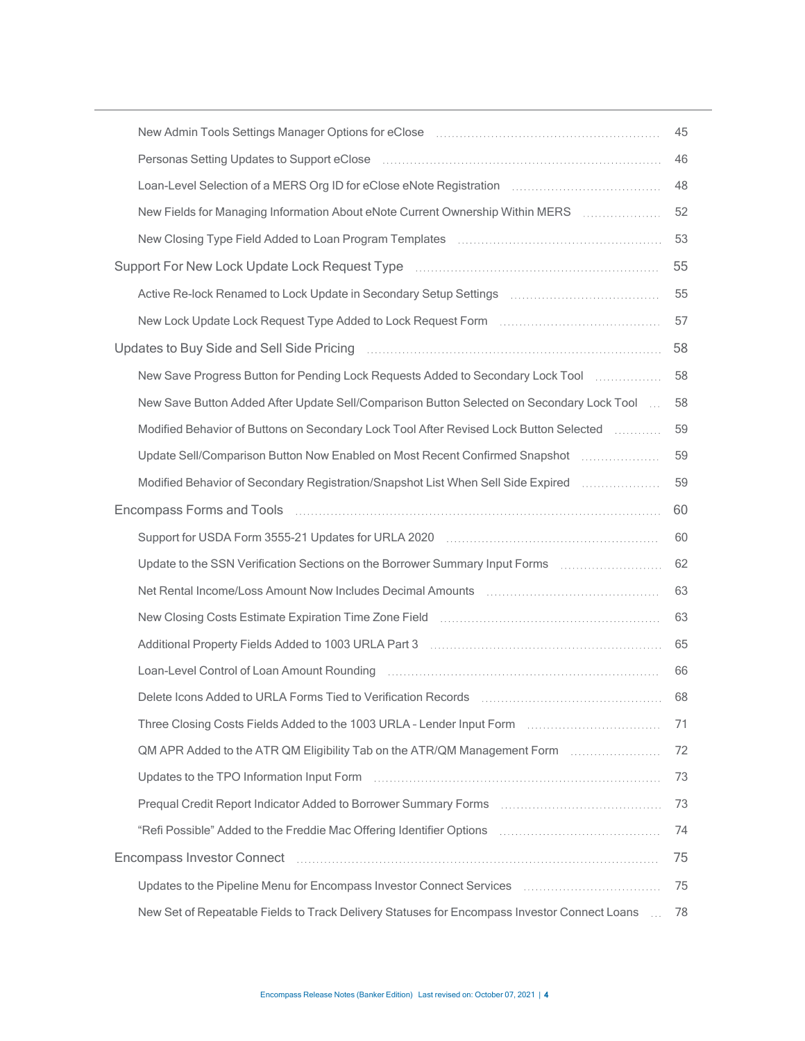- New Admin Tools Settings Manager Options for eClose ........ 45
- Personas Setting Updates to Support eClose ........ 46
- Loan-Level Selection of a MERS Org ID for eClose eNote Registration ........ 48
- New Fields for Managing Information About eNote Current Ownership Within MERS ........ 52
- New Closing Type Field Added to Loan Program Templates ........ 53

Support For New Lock Update Lock Request Type ........ 55

- Active Re-lock Renamed to Lock Update in Secondary Setup Settings ........ 55
- New Lock Update Lock Request Type Added to Lock Request Form ........ 57

Updates to Buy Side and Sell Side Pricing ........ 58

- New Save Progress Button for Pending Lock Requests Added to Secondary Lock Tool ........ 58
- New Save Button Added After Update Sell/Comparison Button Selected on Secondary Lock Tool ........ 58
- Modified Behavior of Buttons on Secondary Lock Tool After Revised Lock Button Selected ........ 59
- Update Sell/Comparison Button Now Enabled on Most Recent Confirmed Snapshot ........ 59
- Modified Behavior of Secondary Registration/Snapshot List When Sell Side Expired ........ 59

Encompass Forms and Tools ........ 60

- Support for USDA Form 3555-21 Updates for URLA 2020 ........ 60
- Update to the SSN Verification Sections on the Borrower Summary Input Forms ........ 62
- Net Rental Income/Loss Amount Now Includes Decimal Amounts ........ 63
- New Closing Costs Estimate Expiration Time Zone Field ........ 63
- Additional Property Fields Added to 1003 URLA Part 3 ........ 65
- Loan-Level Control of Loan Amount Rounding ........ 66
- Delete Icons Added to URLA Forms Tied to Verification Records ........ 68
- Three Closing Costs Fields Added to the 1003 URLA – Lender Input Form ........ 71
- QM APR Added to the ATR QM Eligibility Tab on the ATR/QM Management Form ........ 72
- Updates to the TPO Information Input Form ........ 73
- Prequal Credit Report Indicator Added to Borrower Summary Forms ........ 73
- “Refi Possible” Added to the Freddie Mac Offering Identifier Options ........ 74

Encompass Investor Connect ........ 75

- Updates to the Pipeline Menu for Encompass Investor Connect Services ........ 75
- New Set of Repeatable Fields to Track Delivery Statuses for Encompass Investor Connect Loans ........ 78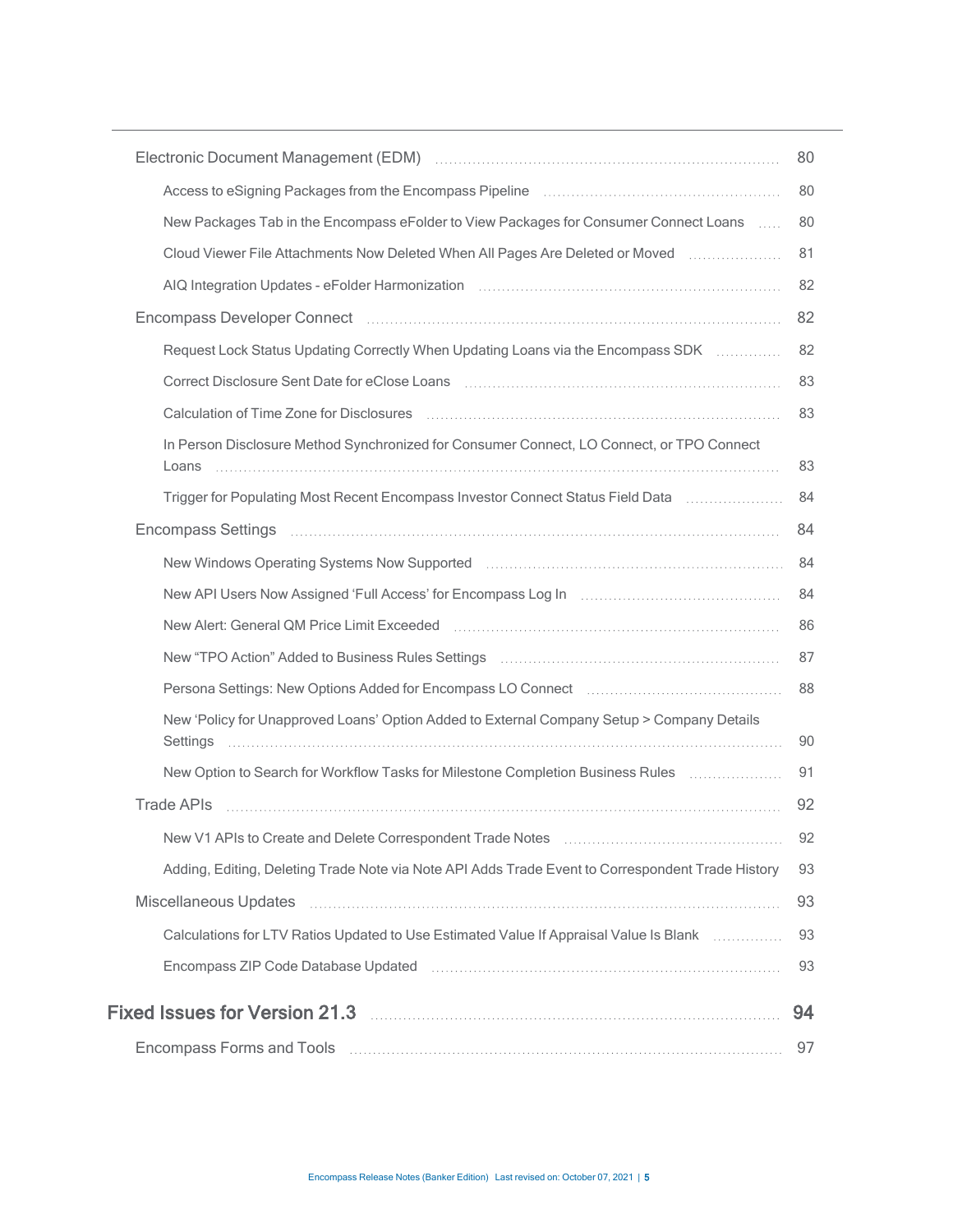- Electronic Document Management (EDM) ... 80
  - Access to eSigning Packages from the Encompass Pipeline ... 80
  - New Packages Tab in the Encompass eFolder to View Packages for Consumer Connect Loans ... 80
  - Cloud Viewer File Attachments Now Deleted When All Pages Are Deleted or Moved ... 81
  - AIQ Integration Updates - eFolder Harmonization ... 82
- Encompass Developer Connect ... 82
  - Request Lock Status Updating Correctly When Updating Loans via the Encompass SDK ... 82
  - Correct Disclosure Sent Date for eClose Loans ... 83
  - Calculation of Time Zone for Disclosures ... 83
  - In Person Disclosure Method Synchronized for Consumer Connect, LO Connect, or TPO Connect Loans ... 83
  - Trigger for Populating Most Recent Encompass Investor Connect Status Field Data ... 84
- Encompass Settings ... 84
  - New Windows Operating Systems Now Supported ... 84
  - New API Users Now Assigned 'Full Access' for Encompass Log In ... 84
  - New Alert: General QM Price Limit Exceeded ... 86
  - New "TPO Action" Added to Business Rules Settings ... 87
  - Persona Settings: New Options Added for Encompass LO Connect ... 88
  - New 'Policy for Unapproved Loans' Option Added to External Company Setup > Company Details Settings ... 90
  - New Option to Search for Workflow Tasks for Milestone Completion Business Rules ... 91
- Trade APIs ... 92
  - New V1 APIs to Create and Delete Correspondent Trade Notes ... 92
  - Adding, Editing, Deleting Trade Note via Note API Adds Trade Event to Correspondent Trade History ... 93
- Miscellaneous Updates ... 93
  - Calculations for LTV Ratios Updated to Use Estimated Value If Appraisal Value Is Blank ... 93
  - Encompass ZIP Code Database Updated ... 93

**Fixed Issues for Version 21.3 ... 94**

- Encompass Forms and Tools ... 97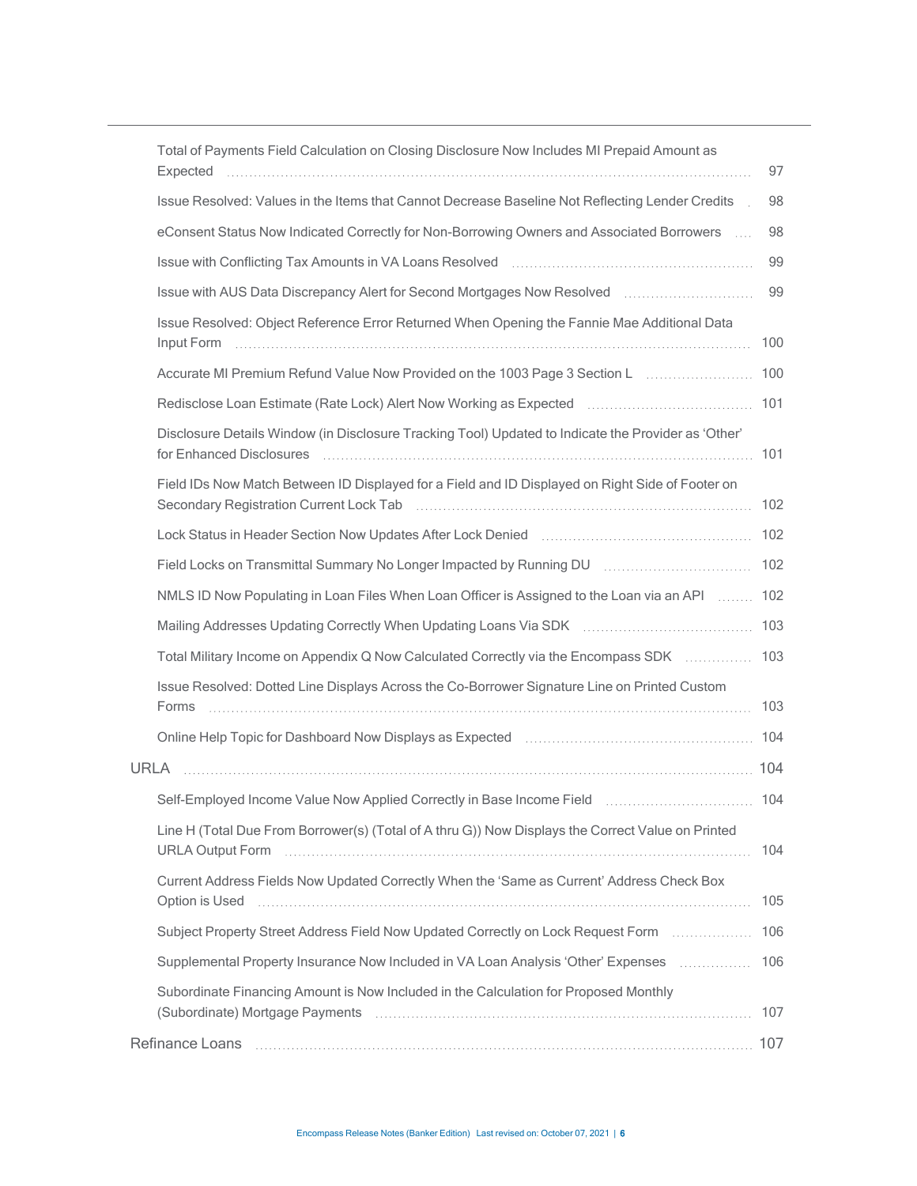- Total of Payments Field Calculation on Closing Disclosure Now Includes MI Prepaid Amount as Expected ..... 97
- Issue Resolved: Values in the Items that Cannot Decrease Baseline Not Reflecting Lender Credits ..... 98
- eConsent Status Now Indicated Correctly for Non-Borrowing Owners and Associated Borrowers ..... 98
- Issue with Conflicting Tax Amounts in VA Loans Resolved ..... 99
- Issue with AUS Data Discrepancy Alert for Second Mortgages Now Resolved ..... 99
- Issue Resolved: Object Reference Error Returned When Opening the Fannie Mae Additional Data Input Form ..... 100
- Accurate MI Premium Refund Value Now Provided on the 1003 Page 3 Section L ..... 100
- Redisclose Loan Estimate (Rate Lock) Alert Now Working as Expected ..... 101
- Disclosure Details Window (in Disclosure Tracking Tool) Updated to Indicate the Provider as 'Other' for Enhanced Disclosures ..... 101
- Field IDs Now Match Between ID Displayed for a Field and ID Displayed on Right Side of Footer on Secondary Registration Current Lock Tab ..... 102
- Lock Status in Header Section Now Updates After Lock Denied ..... 102
- Field Locks on Transmittal Summary No Longer Impacted by Running DU ..... 102
- NMLS ID Now Populating in Loan Files When Loan Officer is Assigned to the Loan via an API ..... 102
- Mailing Addresses Updating Correctly When Updating Loans Via SDK ..... 103
- Total Military Income on Appendix Q Now Calculated Correctly via the Encompass SDK ..... 103
- Issue Resolved: Dotted Line Displays Across the Co-Borrower Signature Line on Printed Custom Forms ..... 103
- Online Help Topic for Dashboard Now Displays as Expected ..... 104

URLA ..... 104

- Self-Employed Income Value Now Applied Correctly in Base Income Field ..... 104
- Line H (Total Due From Borrower(s) (Total of A thru G)) Now Displays the Correct Value on Printed URLA Output Form ..... 104
- Current Address Fields Now Updated Correctly When the 'Same as Current' Address Check Box Option is Used ..... 105
- Subject Property Street Address Field Now Updated Correctly on Lock Request Form ..... 106
- Supplemental Property Insurance Now Included in VA Loan Analysis 'Other' Expenses ..... 106
- Subordinate Financing Amount is Now Included in the Calculation for Proposed Monthly (Subordinate) Mortgage Payments ..... 107

Refinance Loans ..... 107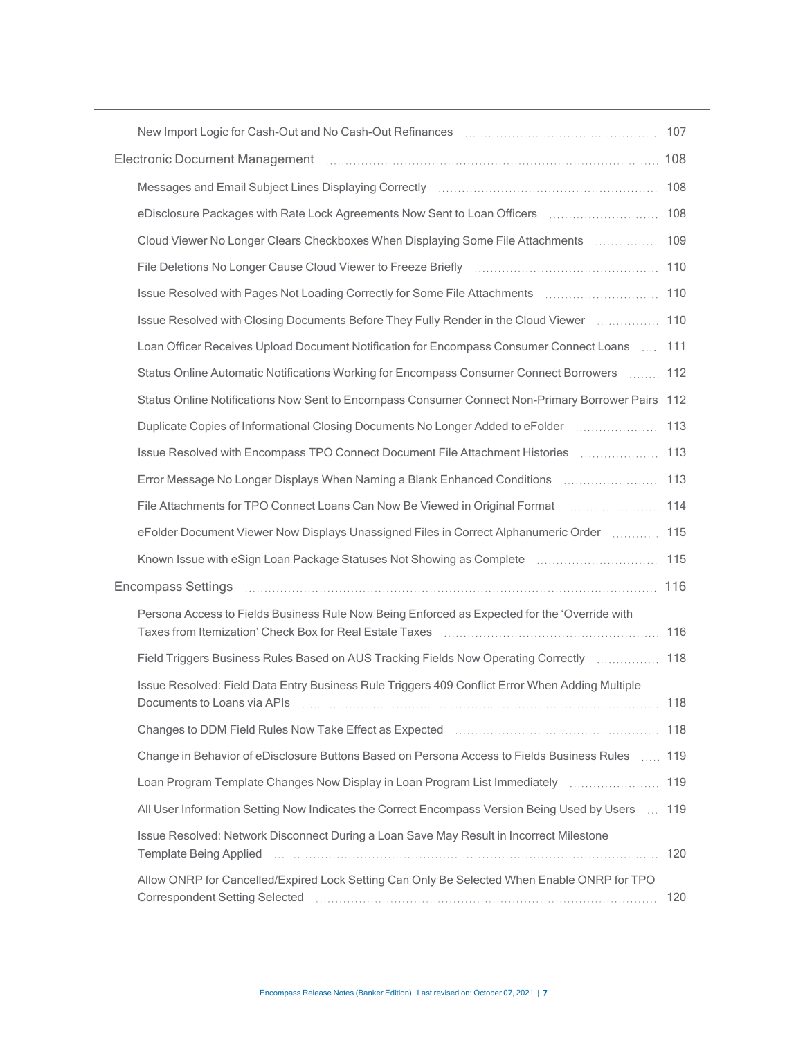New Import Logic for Cash-Out and No Cash-Out Refinances 107

Electronic Document Management 108

Messages and Email Subject Lines Displaying Correctly 108

eDisclosure Packages with Rate Lock Agreements Now Sent to Loan Officers 108

Cloud Viewer No Longer Clears Checkboxes When Displaying Some File Attachments 109

File Deletions No Longer Cause Cloud Viewer to Freeze Briefly 110

Issue Resolved with Pages Not Loading Correctly for Some File Attachments 110

Issue Resolved with Closing Documents Before They Fully Render in the Cloud Viewer 110

Loan Officer Receives Upload Document Notification for Encompass Consumer Connect Loans 111

Status Online Automatic Notifications Working for Encompass Consumer Connect Borrowers 112

Status Online Notifications Now Sent to Encompass Consumer Connect Non-Primary Borrower Pairs 112

Duplicate Copies of Informational Closing Documents No Longer Added to eFolder 113

Issue Resolved with Encompass TPO Connect Document File Attachment Histories 113

Error Message No Longer Displays When Naming a Blank Enhanced Conditions 113

File Attachments for TPO Connect Loans Can Now Be Viewed in Original Format 114

eFolder Document Viewer Now Displays Unassigned Files in Correct Alphanumeric Order 115

Known Issue with eSign Loan Package Statuses Not Showing as Complete 115

Encompass Settings 116

Persona Access to Fields Business Rule Now Being Enforced as Expected for the 'Override with Taxes from Itemization' Check Box for Real Estate Taxes 116

Field Triggers Business Rules Based on AUS Tracking Fields Now Operating Correctly 118

Issue Resolved: Field Data Entry Business Rule Triggers 409 Conflict Error When Adding Multiple Documents to Loans via APIs 118

Changes to DDM Field Rules Now Take Effect as Expected 118

Change in Behavior of eDisclosure Buttons Based on Persona Access to Fields Business Rules 119

Loan Program Template Changes Now Display in Loan Program List Immediately 119

All User Information Setting Now Indicates the Correct Encompass Version Being Used by Users 119

Issue Resolved: Network Disconnect During a Loan Save May Result in Incorrect Milestone Template Being Applied 120

Allow ONRP for Cancelled/Expired Lock Setting Can Only Be Selected When Enable ONRP for TPO Correspondent Setting Selected 120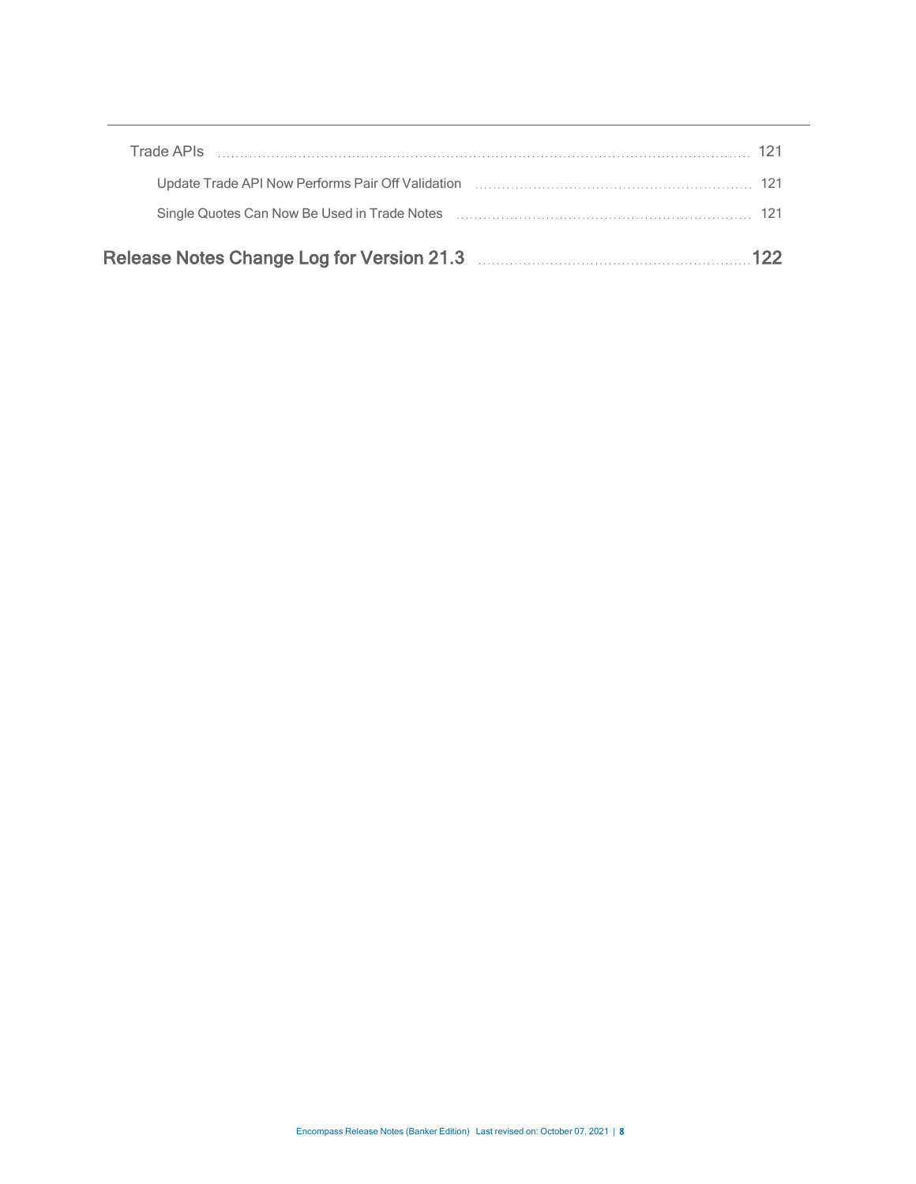Trade APIs ... 121

Update Trade API Now Performs Pair Off Validation ... 121

Single Quotes Can Now Be Used in Trade Notes ... 121

**Release Notes Change Log for Version 21.3 ... 122**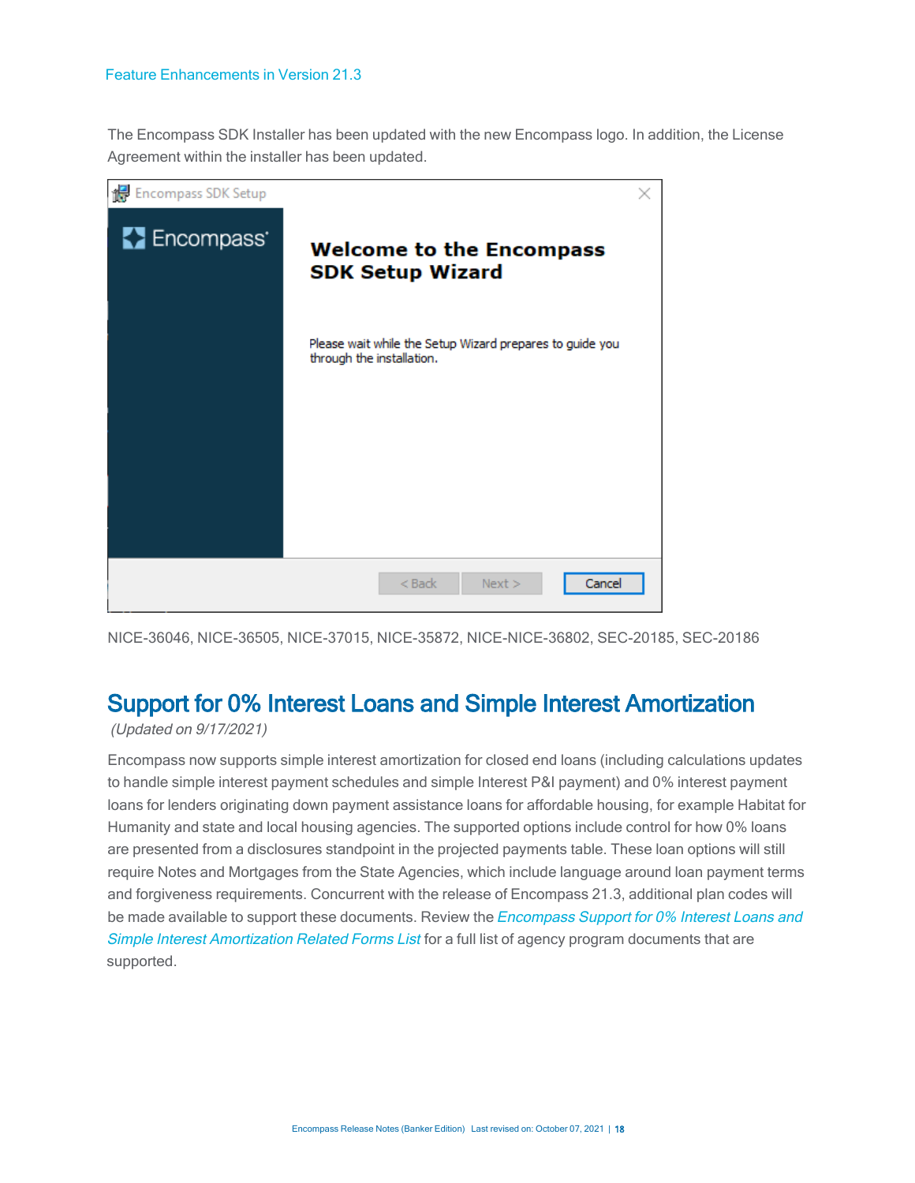The Encompass SDK Installer has been updated with the new Encompass logo. In addition, the License Agreement within the installer has been updated.

NICE-36046, NICE-36505, NICE-37015, NICE-35872, NICE-NICE-36802, SEC-20185, SEC-20186

## Support for 0% Interest Loans and Simple Interest Amortization

*(Updated on 9/17/2021)*

Encompass now supports simple interest amortization for closed end loans (including calculations updates to handle simple interest payment schedules and simple Interest P&I payment) and 0% interest payment loans for lenders originating down payment assistance loans for affordable housing, for example Habitat for Humanity and state and local housing agencies. The supported options include control for how 0% loans are presented from a disclosures standpoint in the projected payments table. These loan options will still require Notes and Mortgages from the State Agencies, which include language around loan payment terms and forgiveness requirements. Concurrent with the release of Encompass 21.3, additional plan codes will be made available to support these documents. Review the *Encompass Support for 0% Interest Loans and Simple Interest Amortization Related Forms List* for a full list of agency program documents that are supported.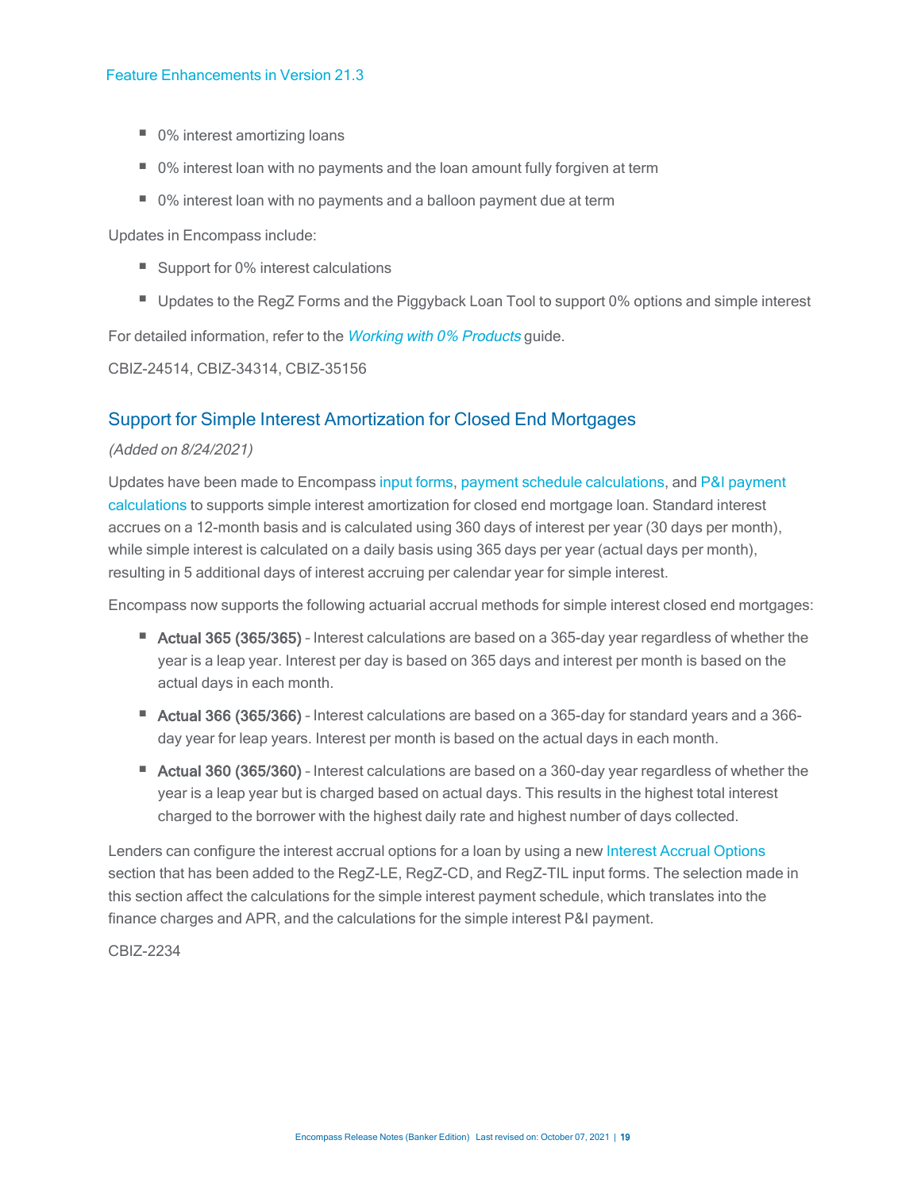- 0% interest amortizing loans
- 0% interest loan with no payments and the loan amount fully forgiven at term
- 0% interest loan with no payments and a balloon payment due at term

Updates in Encompass include:

- Support for 0% interest calculations
- Updates to the RegZ Forms and the Piggyback Loan Tool to support 0% options and simple interest

For detailed information, refer to the *Working with 0% Products* guide.

CBIZ-24514, CBIZ-34314, CBIZ-35156

## Support for Simple Interest Amortization for Closed End Mortgages

*(Added on 8/24/2021)*

Updates have been made to Encompass input forms, payment schedule calculations, and P&I payment calculations to supports simple interest amortization for closed end mortgage loan. Standard interest accrues on a 12-month basis and is calculated using 360 days of interest per year (30 days per month), while simple interest is calculated on a daily basis using 365 days per year (actual days per month), resulting in 5 additional days of interest accruing per calendar year for simple interest.

Encompass now supports the following actuarial accrual methods for simple interest closed end mortgages:

- **Actual 365 (365/365)** – Interest calculations are based on a 365-day year regardless of whether the year is a leap year. Interest per day is based on 365 days and interest per month is based on the actual days in each month.
- **Actual 366 (365/366)** – Interest calculations are based on a 365-day for standard years and a 366-day year for leap years. Interest per month is based on the actual days in each month.
- **Actual 360 (365/360)** – Interest calculations are based on a 360-day year regardless of whether the year is a leap year but is charged based on actual days. This results in the highest total interest charged to the borrower with the highest daily rate and highest number of days collected.

Lenders can configure the interest accrual options for a loan by using a new Interest Accrual Options section that has been added to the RegZ-LE, RegZ-CD, and RegZ-TIL input forms. The selection made in this section affect the calculations for the simple interest payment schedule, which translates into the finance charges and APR, and the calculations for the simple interest P&I payment.

CBIZ-2234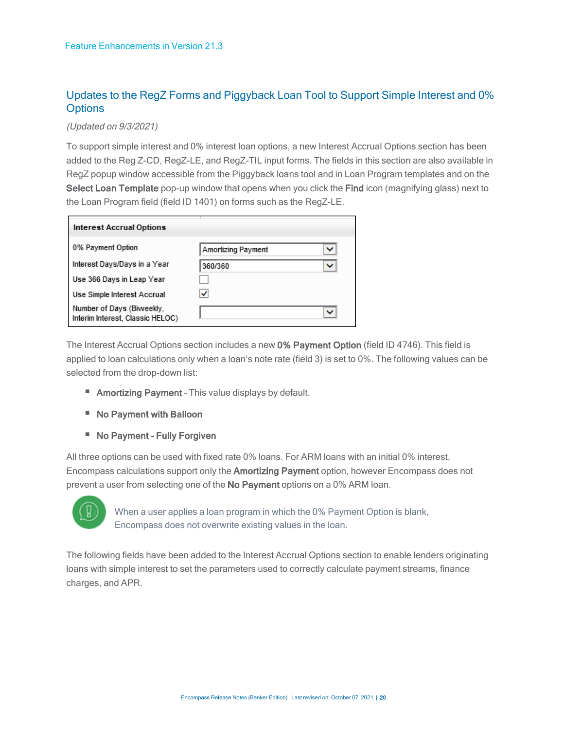## Updates to the RegZ Forms and Piggyback Loan Tool to Support Simple Interest and 0% Options

*(Updated on 9/3/2021)*

To support simple interest and 0% interest loan options, a new Interest Accrual Options section has been added to the Reg Z-CD, RegZ-LE, and RegZ-TIL input forms. The fields in this section are also available in RegZ popup window accessible from the Piggyback loans tool and in Loan Program templates and on the **Select Loan Template** pop-up window that opens when you click the **Find** icon (magnifying glass) next to the Loan Program field (field ID 1401) on forms such as the RegZ-LE.

| Interest Accrual Options | |
|---|---|
| 0% Payment Option | Amortizing Payment |
| Interest Days/Days in a Year | 360/360 |
| Use 366 Days in Leap Year | ☐ |
| Use Simple Interest Accrual | ☑ |
| Number of Days (Biweekly, Interim Interest, Classic HELOC) | |

The Interest Accrual Options section includes a new **0% Payment Option** (field ID 4746). This field is applied to loan calculations only when a loan's note rate (field 3) is set to 0%. The following values can be selected from the drop-down list:

- **Amortizing Payment** – This value displays by default.
- **No Payment with Balloon**
- **No Payment – Fully Forgiven**

All three options can be used with fixed rate 0% loans. For ARM loans with an initial 0% interest, Encompass calculations support only the **Amortizing Payment** option, however Encompass does not prevent a user from selecting one of the **No Payment** options on a 0% ARM loan.

When a user applies a loan program in which the 0% Payment Option is blank, Encompass does not overwrite existing values in the loan.

The following fields have been added to the Interest Accrual Options section to enable lenders originating loans with simple interest to set the parameters used to correctly calculate payment streams, finance charges, and APR.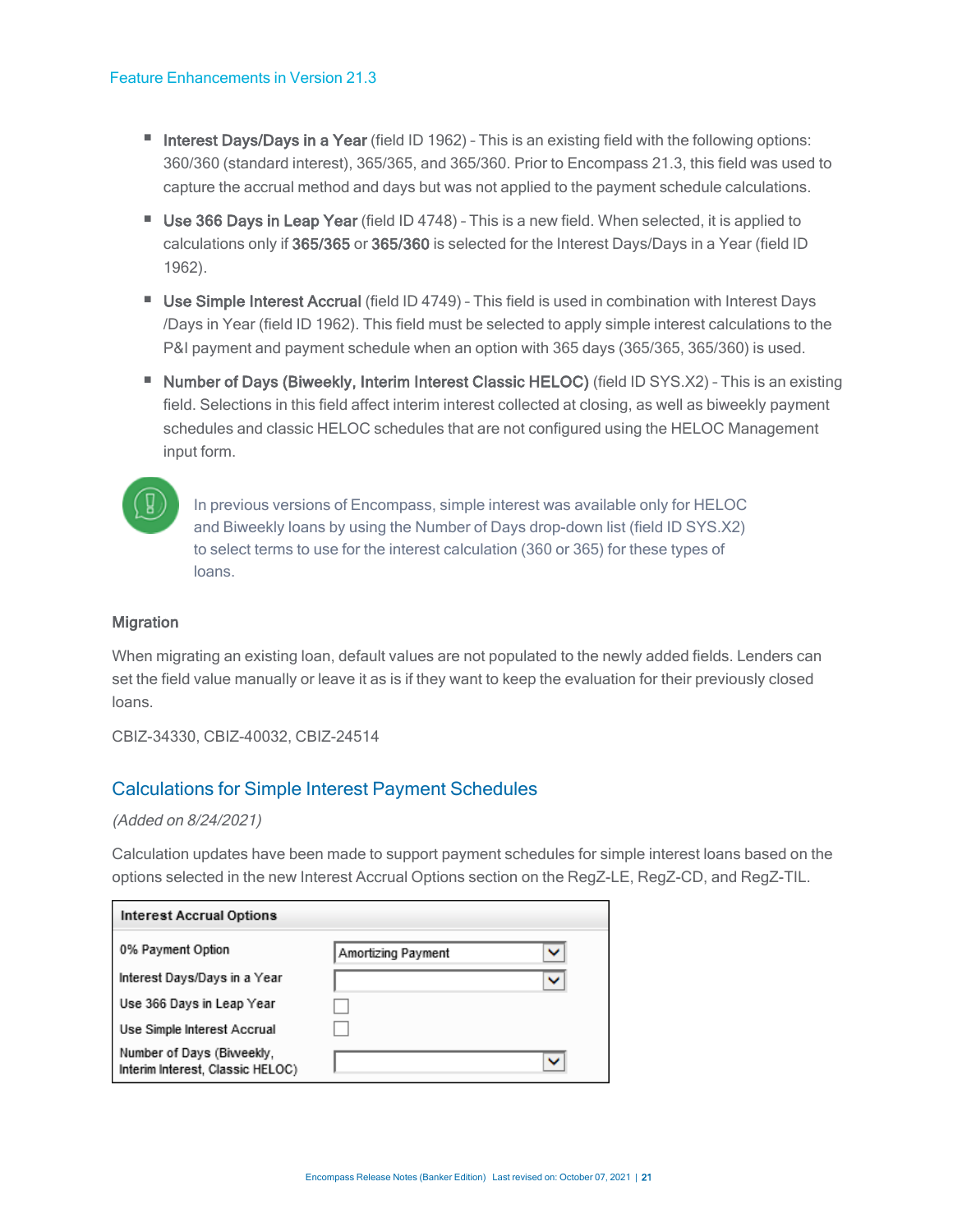- **Interest Days/Days in a Year** (field ID 1962) – This is an existing field with the following options: 360/360 (standard interest), 365/365, and 365/360. Prior to Encompass 21.3, this field was used to capture the accrual method and days but was not applied to the payment schedule calculations.
- **Use 366 Days in Leap Year** (field ID 4748) – This is a new field. When selected, it is applied to calculations only if **365/365** or **365/360** is selected for the Interest Days/Days in a Year (field ID 1962).
- **Use Simple Interest Accrual** (field ID 4749) - This field is used in combination with Interest Days /Days in Year (field ID 1962). This field must be selected to apply simple interest calculations to the P&I payment and payment schedule when an option with 365 days (365/365, 365/360) is used.
- **Number of Days (Biweekly, Interim Interest Classic HELOC)** (field ID SYS.X2) – This is an existing field. Selections in this field affect interim interest collected at closing, as well as biweekly payment schedules and classic HELOC schedules that are not configured using the HELOC Management input form.

In previous versions of Encompass, simple interest was available only for HELOC and Biweekly loans by using the Number of Days drop-down list (field ID SYS.X2) to select terms to use for the interest calculation (360 or 365) for these types of loans.

#### Migration

When migrating an existing loan, default values are not populated to the newly added fields. Lenders can set the field value manually or leave it as is if they want to keep the evaluation for their previously closed loans.

CBIZ-34330, CBIZ-40032, CBIZ-24514

## Calculations for Simple Interest Payment Schedules

*(Added on 8/24/2021)*

Calculation updates have been made to support payment schedules for simple interest loans based on the options selected in the new Interest Accrual Options section on the RegZ-LE, RegZ-CD, and RegZ-TIL.

| Interest Accrual Options | |
|---|---|
| 0% Payment Option | Amortizing Payment |
| Interest Days/Days in a Year | |
| Use 366 Days in Leap Year | ☐ |
| Use Simple Interest Accrual | ☐ |
| Number of Days (Biweekly, Interim Interest, Classic HELOC) | |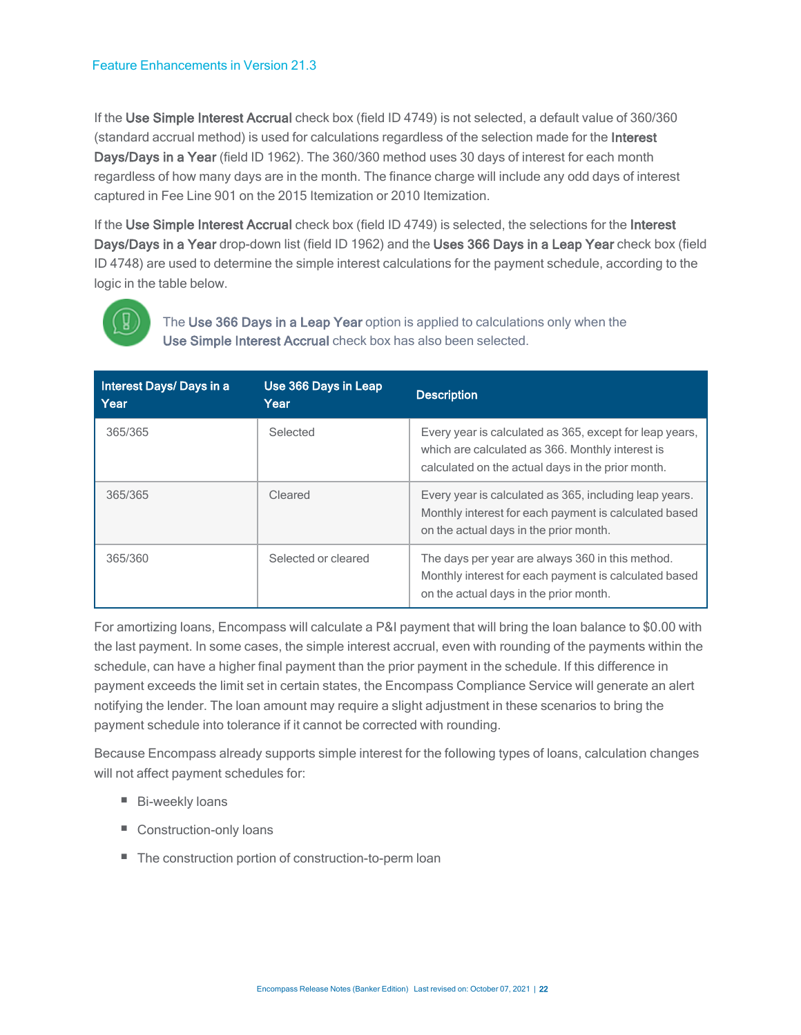If the **Use Simple Interest Accrual** check box (field ID 4749) is not selected, a default value of 360/360 (standard accrual method) is used for calculations regardless of the selection made for the **Interest Days/Days in a Year** (field ID 1962). The 360/360 method uses 30 days of interest for each month regardless of how many days are in the month. The finance charge will include any odd days of interest captured in Fee Line 901 on the 2015 Itemization or 2010 Itemization.

If the **Use Simple Interest Accrual** check box (field ID 4749) is selected, the selections for the **Interest Days/Days in a Year** drop-down list (field ID 1962) and the **Uses 366 Days in a Leap Year** check box (field ID 4748) are used to determine the simple interest calculations for the payment schedule, according to the logic in the table below.

The **Use 366 Days in a Leap Year** option is applied to calculations only when the **Use Simple Interest Accrual** check box has also been selected.

| Interest Days/ Days in a Year | Use 366 Days in Leap Year | Description |
|---|---|---|
| 365/365 | Selected | Every year is calculated as 365, except for leap years, which are calculated as 366. Monthly interest is calculated on the actual days in the prior month. |
| 365/365 | Cleared | Every year is calculated as 365, including leap years. Monthly interest for each payment is calculated based on the actual days in the prior month. |
| 365/360 | Selected or cleared | The days per year are always 360 in this method. Monthly interest for each payment is calculated based on the actual days in the prior month. |

For amortizing loans, Encompass will calculate a P&I payment that will bring the loan balance to $0.00 with the last payment. In some cases, the simple interest accrual, even with rounding of the payments within the schedule, can have a higher final payment than the prior payment in the schedule. If this difference in payment exceeds the limit set in certain states, the Encompass Compliance Service will generate an alert notifying the lender. The loan amount may require a slight adjustment in these scenarios to bring the payment schedule into tolerance if it cannot be corrected with rounding.

Because Encompass already supports simple interest for the following types of loans, calculation changes will not affect payment schedules for:

- Bi-weekly loans
- Construction-only loans
- The construction portion of construction-to-perm loan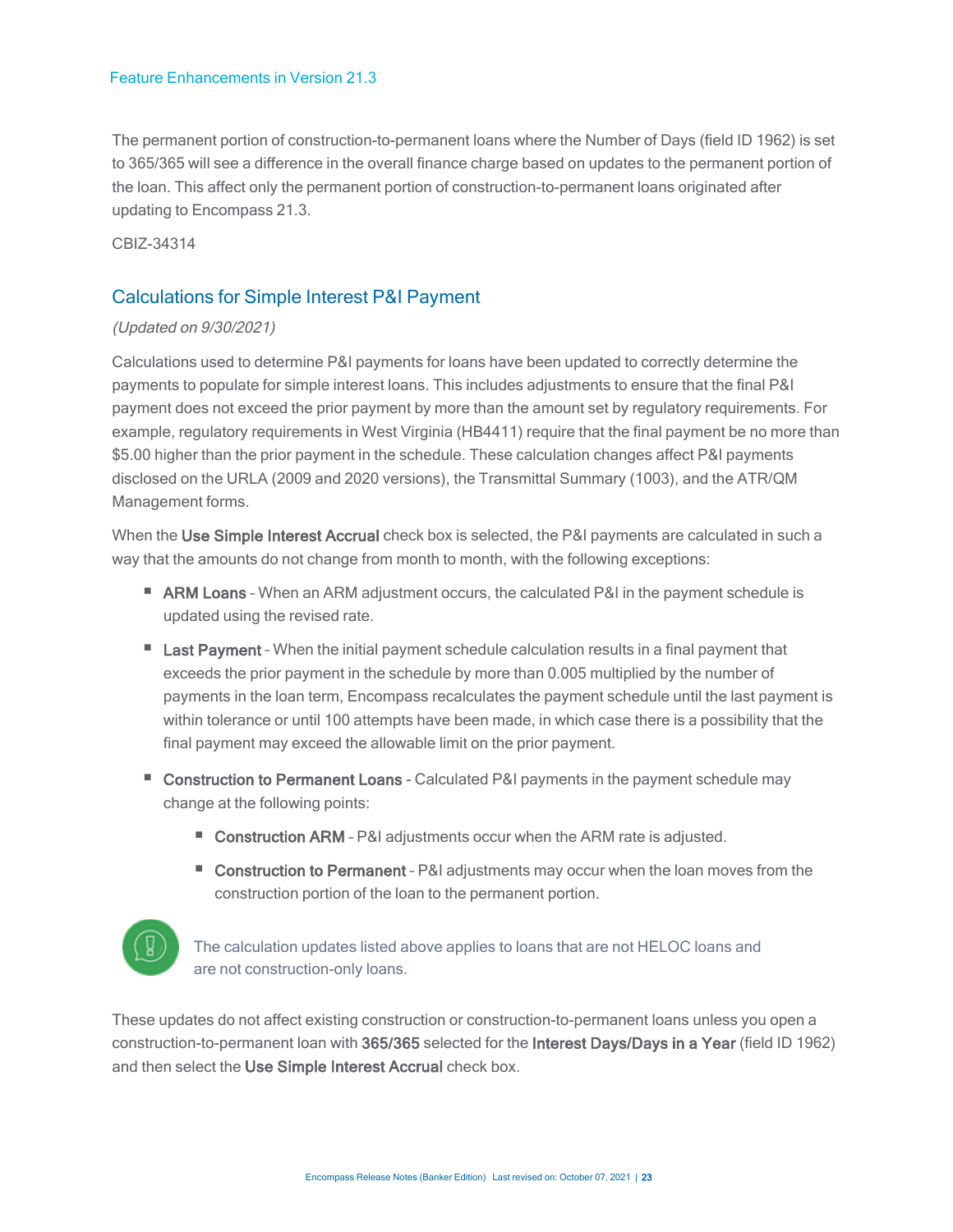The permanent portion of construction-to-permanent loans where the Number of Days (field ID 1962) is set to 365/365 will see a difference in the overall finance charge based on updates to the permanent portion of the loan. This affect only the permanent portion of construction-to-permanent loans originated after updating to Encompass 21.3.

CBIZ-34314

## Calculations for Simple Interest P&I Payment

*(Updated on 9/30/2021)*

Calculations used to determine P&I payments for loans have been updated to correctly determine the payments to populate for simple interest loans. This includes adjustments to ensure that the final P&I payment does not exceed the prior payment by more than the amount set by regulatory requirements. For example, regulatory requirements in West Virginia (HB4411) require that the final payment be no more than $5.00 higher than the prior payment in the schedule. These calculation changes affect P&I payments disclosed on the URLA (2009 and 2020 versions), the Transmittal Summary (1003), and the ATR/QM Management forms.

When the **Use Simple Interest Accrual** check box is selected, the P&I payments are calculated in such a way that the amounts do not change from month to month, with the following exceptions:

- **ARM Loans** – When an ARM adjustment occurs, the calculated P&I in the payment schedule is updated using the revised rate.
- **Last Payment** – When the initial payment schedule calculation results in a final payment that exceeds the prior payment in the schedule by more than 0.005 multiplied by the number of payments in the loan term, Encompass recalculates the payment schedule until the last payment is within tolerance or until 100 attempts have been made, in which case there is a possibility that the final payment may exceed the allowable limit on the prior payment.
- **Construction to Permanent Loans** - Calculated P&I payments in the payment schedule may change at the following points:
  - **Construction ARM** – P&I adjustments occur when the ARM rate is adjusted.
  - **Construction to Permanent** – P&I adjustments may occur when the loan moves from the construction portion of the loan to the permanent portion.

The calculation updates listed above applies to loans that are not HELOC loans and are not construction-only loans.

These updates do not affect existing construction or construction-to-permanent loans unless you open a construction-to-permanent loan with **365/365** selected for the **Interest Days/Days in a Year** (field ID 1962) and then select the **Use Simple Interest Accrual** check box.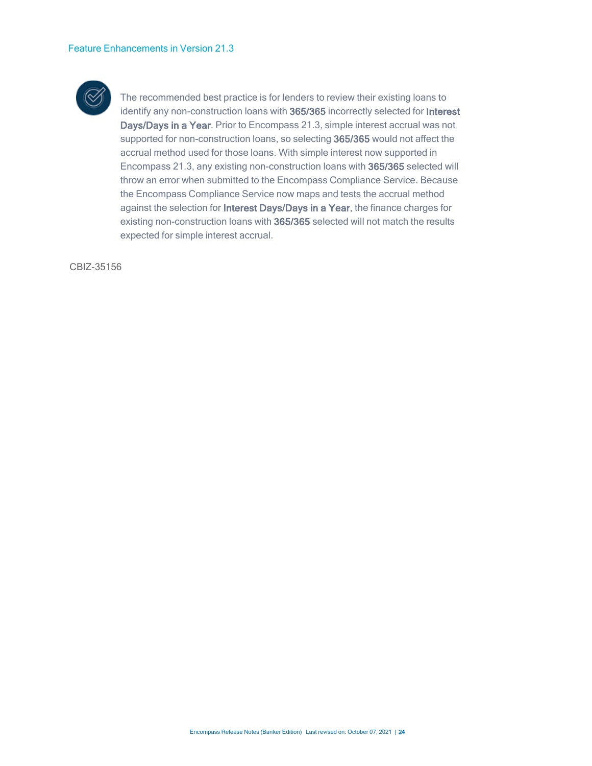The recommended best practice is for lenders to review their existing loans to identify any non-construction loans with **365/365** incorrectly selected for **Interest Days/Days in a Year**. Prior to Encompass 21.3, simple interest accrual was not supported for non-construction loans, so selecting **365/365** would not affect the accrual method used for those loans. With simple interest now supported in Encompass 21.3, any existing non-construction loans with **365/365** selected will throw an error when submitted to the Encompass Compliance Service. Because the Encompass Compliance Service now maps and tests the accrual method against the selection for **Interest Days/Days in a Year**, the finance charges for existing non-construction loans with **365/365** selected will not match the results expected for simple interest accrual.

CBIZ-35156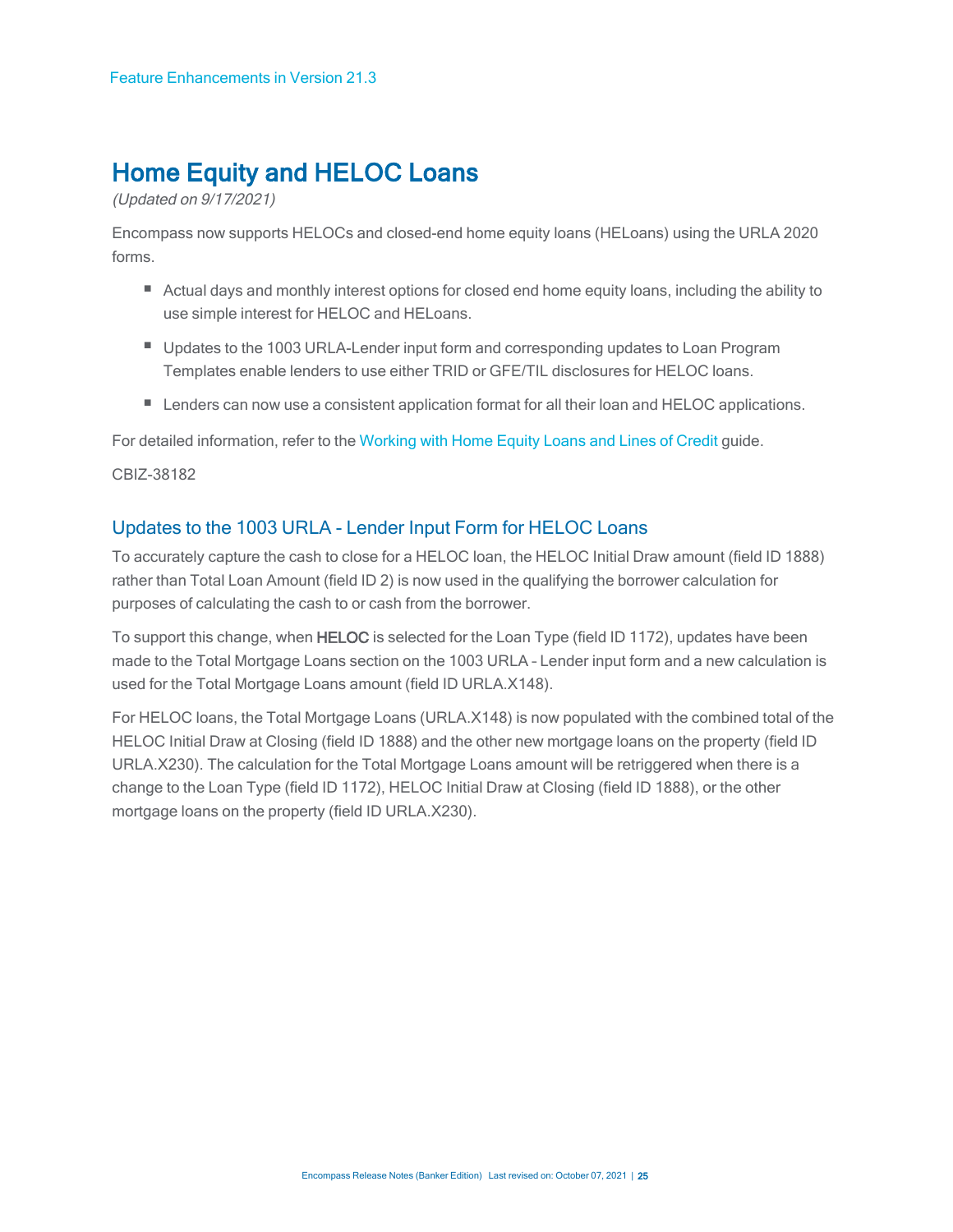# Home Equity and HELOC Loans

*(Updated on 9/17/2021)*

Encompass now supports HELOCs and closed-end home equity loans (HELoans) using the URLA 2020 forms.

- Actual days and monthly interest options for closed end home equity loans, including the ability to use simple interest for HELOC and HELoans.
- Updates to the 1003 URLA-Lender input form and corresponding updates to Loan Program Templates enable lenders to use either TRID or GFE/TIL disclosures for HELOC loans.
- Lenders can now use a consistent application format for all their loan and HELOC applications.

For detailed information, refer to the Working with Home Equity Loans and Lines of Credit guide.

CBIZ-38182

## Updates to the 1003 URLA - Lender Input Form for HELOC Loans

To accurately capture the cash to close for a HELOC loan, the HELOC Initial Draw amount (field ID 1888) rather than Total Loan Amount (field ID 2) is now used in the qualifying the borrower calculation for purposes of calculating the cash to or cash from the borrower.

To support this change, when **HELOC** is selected for the Loan Type (field ID 1172), updates have been made to the Total Mortgage Loans section on the 1003 URLA – Lender input form and a new calculation is used for the Total Mortgage Loans amount (field ID URLA.X148).

For HELOC loans, the Total Mortgage Loans (URLA.X148) is now populated with the combined total of the HELOC Initial Draw at Closing (field ID 1888) and the other new mortgage loans on the property (field ID URLA.X230). The calculation for the Total Mortgage Loans amount will be retriggered when there is a change to the Loan Type (field ID 1172), HELOC Initial Draw at Closing (field ID 1888), or the other mortgage loans on the property (field ID URLA.X230).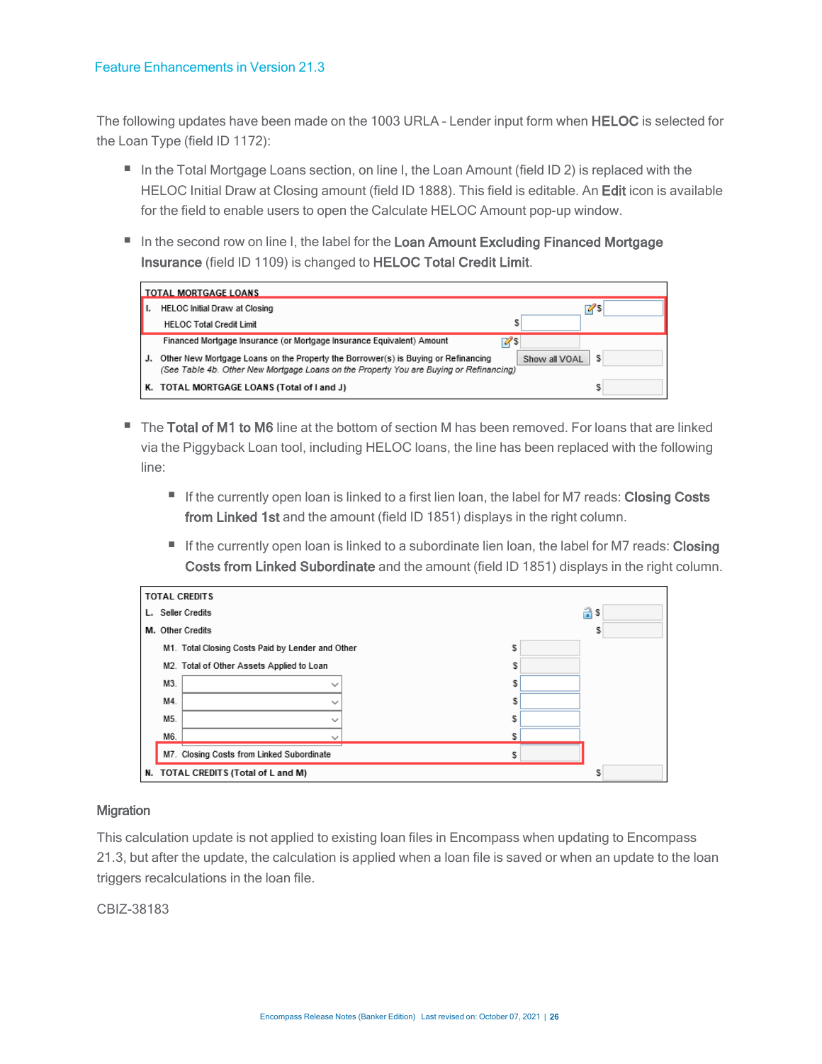The following updates have been made on the 1003 URLA - Lender input form when **HELOC** is selected for the Loan Type (field ID 1172):

- In the Total Mortgage Loans section, on line I, the Loan Amount (field ID 2) is replaced with the HELOC Initial Draw at Closing amount (field ID 1888). This field is editable. An **Edit** icon is available for the field to enable users to open the Calculate HELOC Amount pop-up window.
- In the second row on line I, the label for the **Loan Amount Excluding Financed Mortgage Insurance** (field ID 1109) is changed to **HELOC Total Credit Limit**.

| TOTAL MORTGAGE LOANS | | |
|---|---|---|
| I. HELOC Initial Draw at Closing | | $ |
| HELOC Total Credit Limit | $ | |
| Financed Mortgage Insurance (or Mortgage Insurance Equivalent) Amount | $ | |
| J. Other New Mortgage Loans on the Property the Borrower(s) is Buying or Refinancing (See Table 4b. Other New Mortgage Loans on the Property You are Buying or Refinancing) | Show all VOAL | $ |
| K. TOTAL MORTGAGE LOANS (Total of I and J) | | $ |

- The **Total of M1 to M6** line at the bottom of section M has been removed. For loans that are linked via the Piggyback Loan tool, including HELOC loans, the line has been replaced with the following line:
  - If the currently open loan is linked to a first lien loan, the label for M7 reads: **Closing Costs from Linked 1st** and the amount (field ID 1851) displays in the right column.
  - If the currently open loan is linked to a subordinate lien loan, the label for M7 reads: **Closing Costs from Linked Subordinate** and the amount (field ID 1851) displays in the right column.

| TOTAL CREDITS | | |
|---|---|---|
| L. Seller Credits | | $ |
| M. Other Credits | | $ |
| M1. Total Closing Costs Paid by Lender and Other | $ | |
| M2. Total of Other Assets Applied to Loan | $ | |
| M3. | $ | |
| M4. | $ | |
| M5. | $ | |
| M6. | $ | |
| M7. Closing Costs from Linked Subordinate | $ | |
| N. TOTAL CREDITS (Total of L and M) | | $ |

### Migration

This calculation update is not applied to existing loan files in Encompass when updating to Encompass 21.3, but after the update, the calculation is applied when a loan file is saved or when an update to the loan triggers recalculations in the loan file.

CBIZ-38183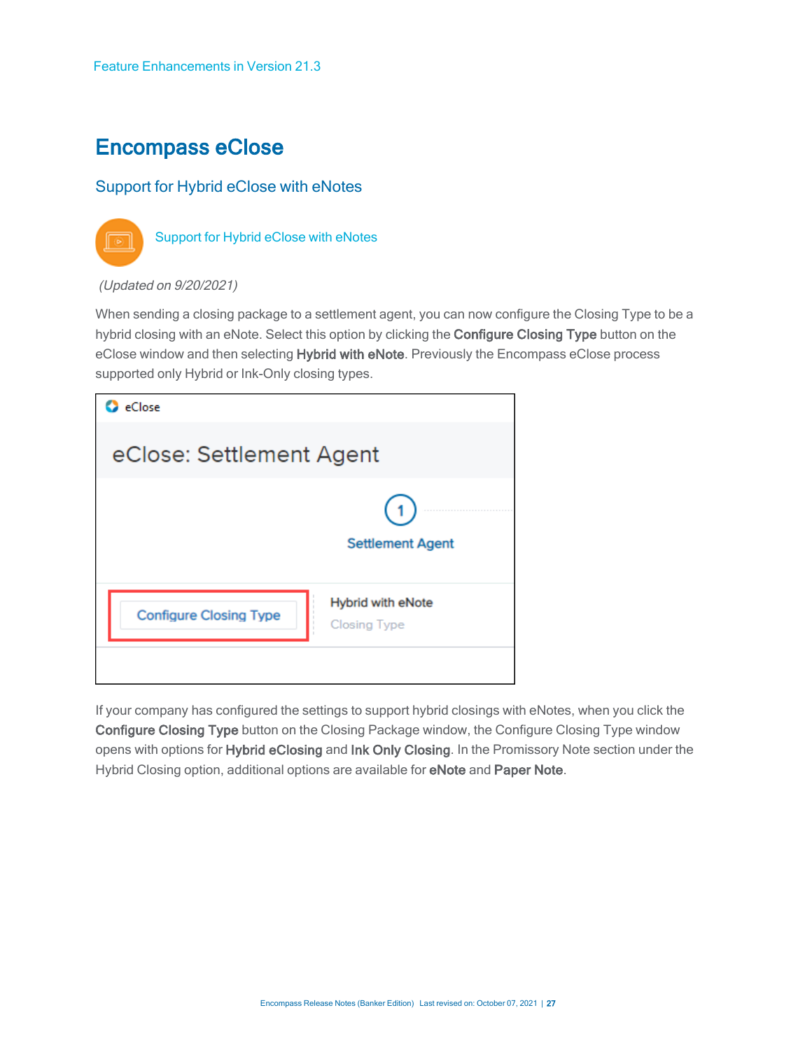# Encompass eClose

## Support for Hybrid eClose with eNotes

Support for Hybrid eClose with eNotes

*(Updated on 9/20/2021)*

When sending a closing package to a settlement agent, you can now configure the Closing Type to be a hybrid closing with an eNote. Select this option by clicking the **Configure Closing Type** button on the eClose window and then selecting **Hybrid with eNote**. Previously the Encompass eClose process supported only Hybrid or Ink-Only closing types.

If your company has configured the settings to support hybrid closings with eNotes, when you click the **Configure Closing Type** button on the Closing Package window, the Configure Closing Type window opens with options for **Hybrid eClosing** and **Ink Only Closing**. In the Promissory Note section under the Hybrid Closing option, additional options are available for **eNote** and **Paper Note**.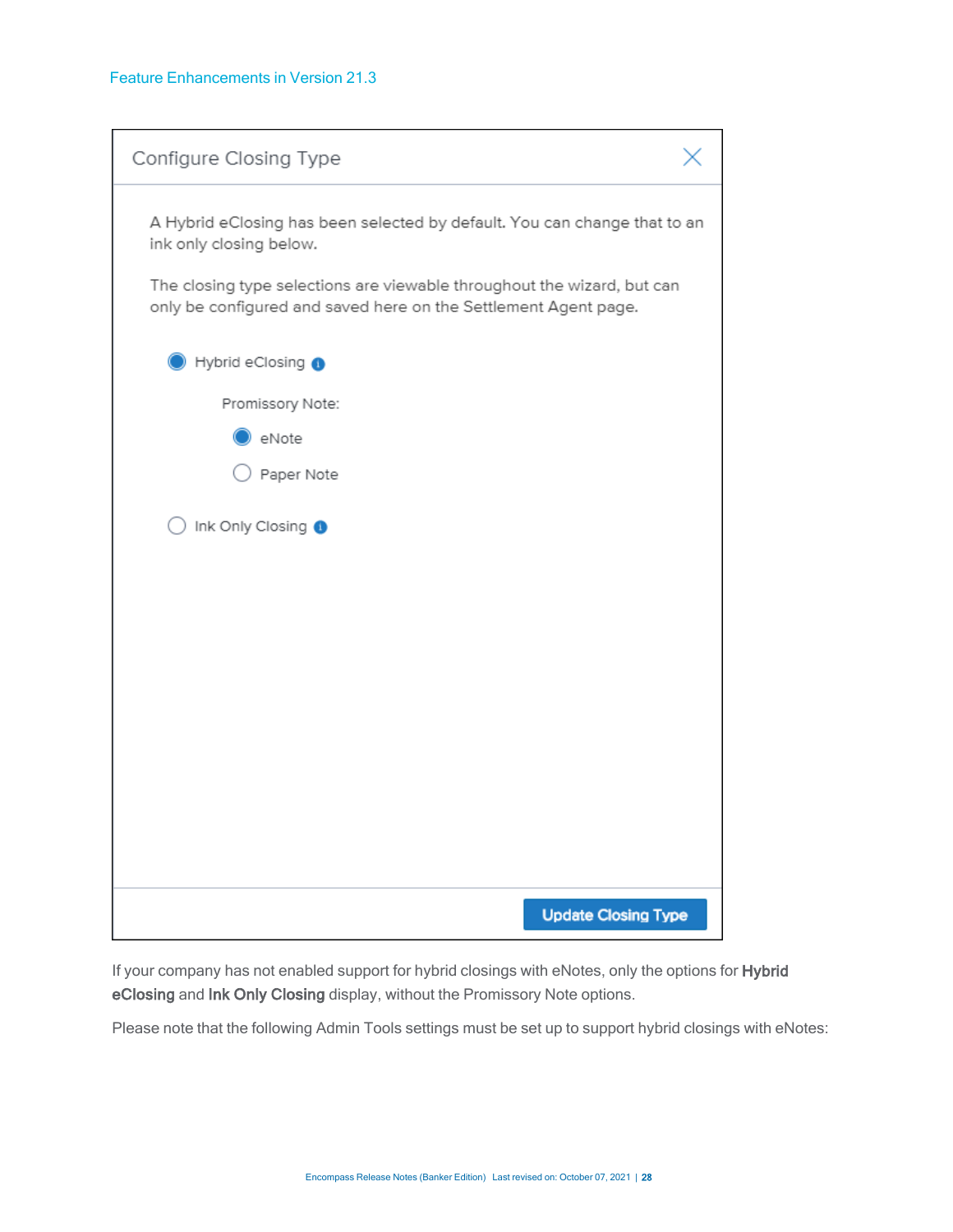Configure Closing Type

A Hybrid eClosing has been selected by default. You can change that to an ink only closing below.

The closing type selections are viewable throughout the wizard, but can only be configured and saved here on the Settlement Agent page.

- Hybrid eClosing
  - Promissory Note:
    - eNote
    - Paper Note
- Ink Only Closing

Update Closing Type

If your company has not enabled support for hybrid closings with eNotes, only the options for **Hybrid eClosing** and **Ink Only Closing** display, without the Promissory Note options.

Please note that the following Admin Tools settings must be set up to support hybrid closings with eNotes: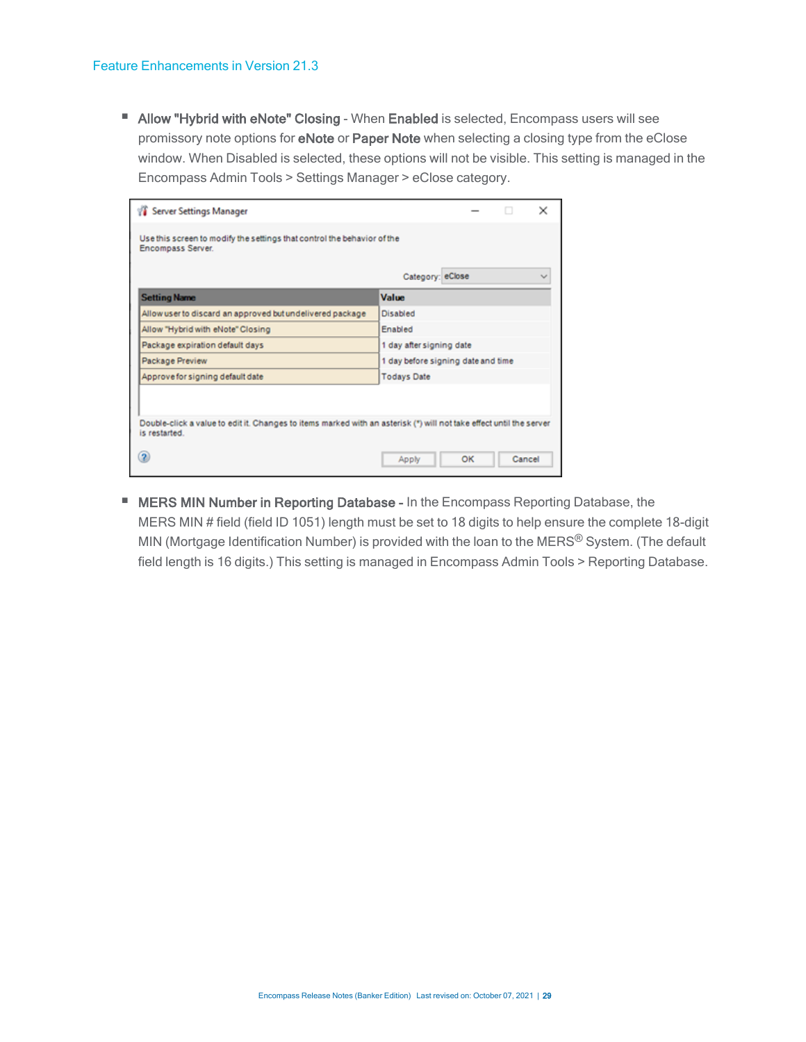- **Allow "Hybrid with eNote" Closing** - When **Enabled** is selected, Encompass users will see promissory note options for **eNote** or **Paper Note** when selecting a closing type from the eClose window. When Disabled is selected, these options will not be visible. This setting is managed in the Encompass Admin Tools > Settings Manager > eClose category.

Server Settings Manager

Use this screen to modify the settings that control the behavior of the Encompass Server.

Category: eClose

| Setting Name | Value |
| --- | --- |
| Allow user to discard an approved but undelivered package | Disabled |
| Allow "Hybrid with eNote" Closing | Enabled |
| Package expiration default days | 1 day after signing date |
| Package Preview | 1 day before signing date and time |
| Approve for signing default date | Todays Date |

Double-click a value to edit it. Changes to items marked with an asterisk (*) will not take effect until the server is restarted.

Apply OK Cancel

- **MERS MIN Number in Reporting Database -** In the Encompass Reporting Database, the MERS MIN # field (field ID 1051) length must be set to 18 digits to help ensure the complete 18-digit MIN (Mortgage Identification Number) is provided with the loan to the MERS® System. (The default field length is 16 digits.) This setting is managed in Encompass Admin Tools > Reporting Database.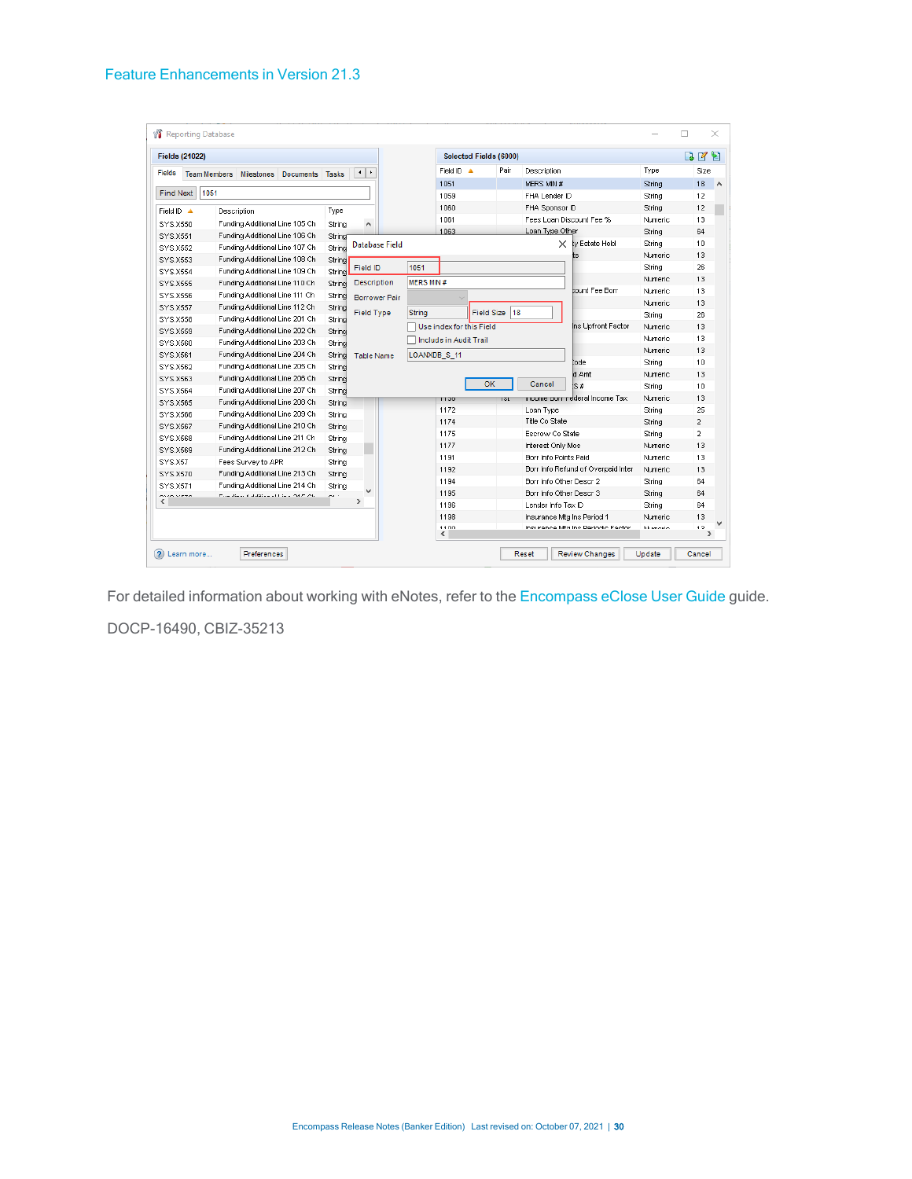For detailed information about working with eNotes, refer to the Encompass eClose User Guide guide.

DOCP-16490, CBIZ-35213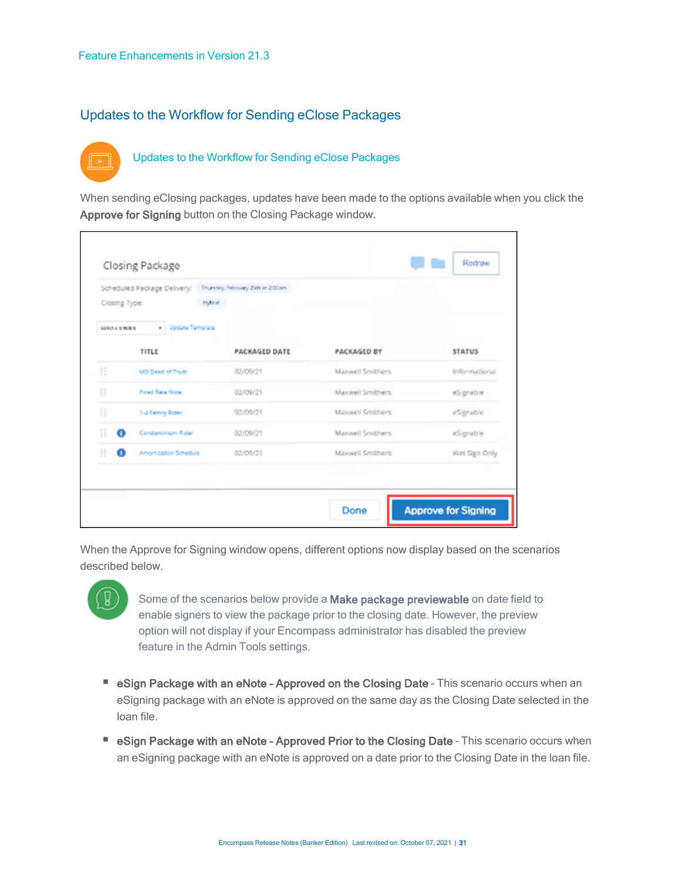## Updates to the Workflow for Sending eClose Packages

Updates to the Workflow for Sending eClose Packages

When sending eClosing packages, updates have been made to the options available when you click the **Approve for Signing** button on the Closing Package window.

When the Approve for Signing window opens, different options now display based on the scenarios described below.

Some of the scenarios below provide a **Make package previewable** on date field to enable signers to view the package prior to the closing date. However, the preview option will not display if your Encompass administrator has disabled the preview feature in the Admin Tools settings.

- **eSign Package with an eNote – Approved on the Closing Date** – This scenario occurs when an eSigning package with an eNote is approved on the same day as the Closing Date selected in the loan file.
- **eSign Package with an eNote – Approved Prior to the Closing Date** – This scenario occurs when an eSigning package with an eNote is approved on a date prior to the Closing Date in the loan file.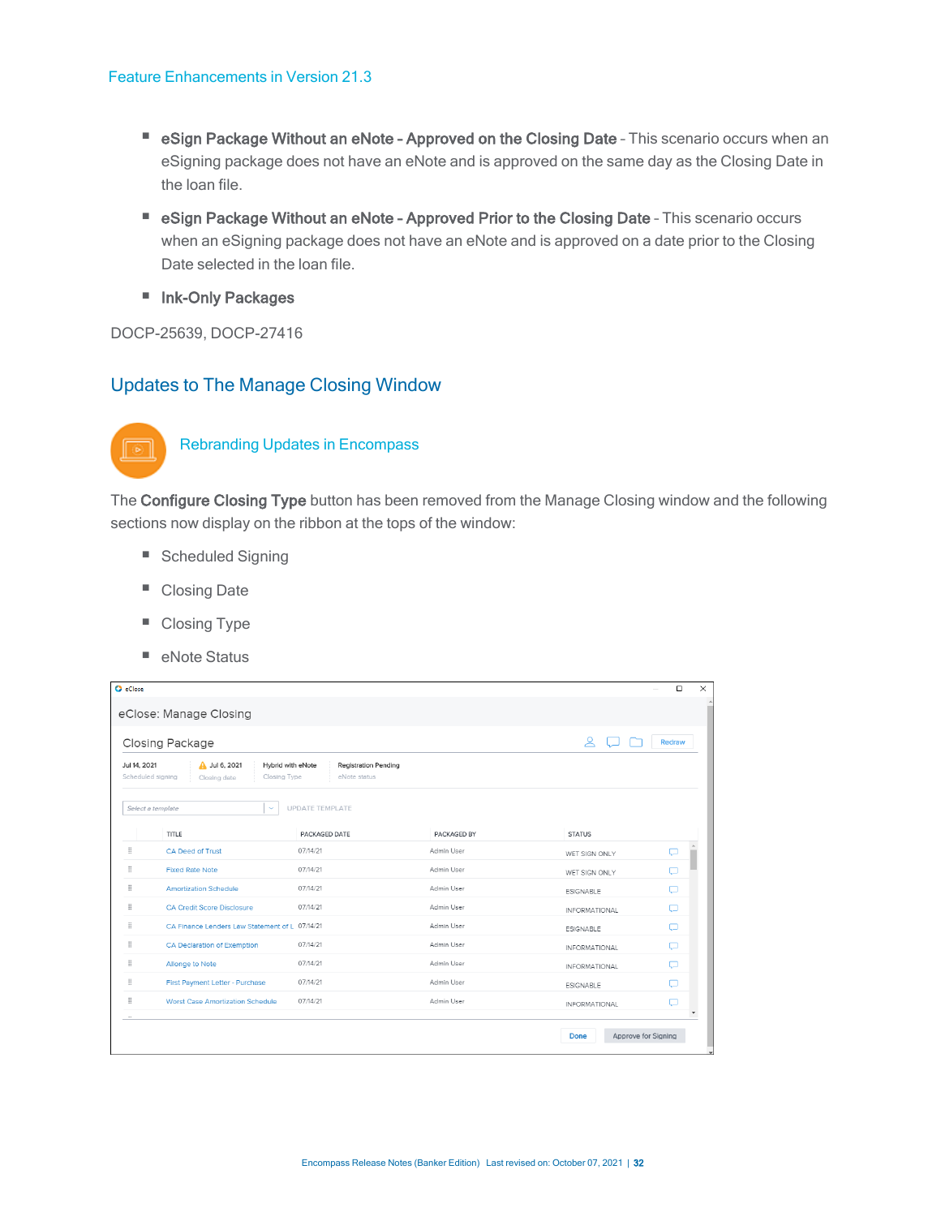- **eSign Package Without an eNote - Approved on the Closing Date** - This scenario occurs when an eSigning package does not have an eNote and is approved on the same day as the Closing Date in the loan file.
- **eSign Package Without an eNote - Approved Prior to the Closing Date** - This scenario occurs when an eSigning package does not have an eNote and is approved on a date prior to the Closing Date selected in the loan file.
- **Ink-Only Packages**

DOCP-25639, DOCP-27416

## Updates to The Manage Closing Window

Rebranding Updates in Encompass

The **Configure Closing Type** button has been removed from the Manage Closing window and the following sections now display on the ribbon at the tops of the window:

- Scheduled Signing
- Closing Date
- Closing Type
- eNote Status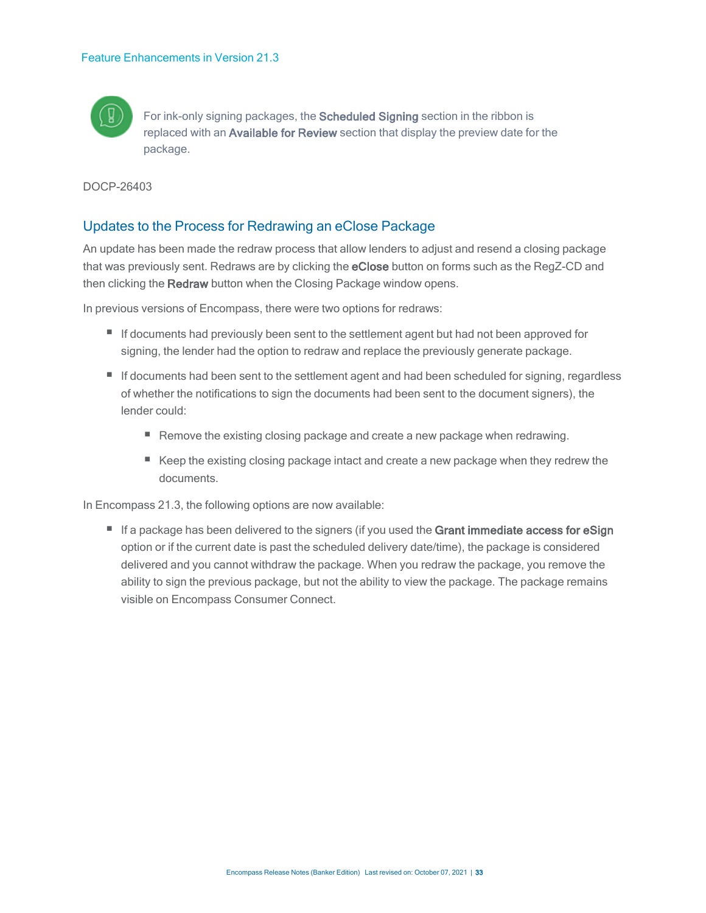For ink-only signing packages, the **Scheduled Signing** section in the ribbon is replaced with an **Available for Review** section that display the preview date for the package.

DOCP-26403

## Updates to the Process for Redrawing an eClose Package

An update has been made the redraw process that allow lenders to adjust and resend a closing package that was previously sent. Redraws are by clicking the **eClose** button on forms such as the RegZ-CD and then clicking the **Redraw** button when the Closing Package window opens.

In previous versions of Encompass, there were two options for redraws:

- If documents had previously been sent to the settlement agent but had not been approved for signing, the lender had the option to redraw and replace the previously generate package.
- If documents had been sent to the settlement agent and had been scheduled for signing, regardless of whether the notifications to sign the documents had been sent to the document signers), the lender could:
  - Remove the existing closing package and create a new package when redrawing.
  - Keep the existing closing package intact and create a new package when they redrew the documents.

In Encompass 21.3, the following options are now available:

- If a package has been delivered to the signers (if you used the **Grant immediate access for eSign** option or if the current date is past the scheduled delivery date/time), the package is considered delivered and you cannot withdraw the package. When you redraw the package, you remove the ability to sign the previous package, but not the ability to view the package. The package remains visible on Encompass Consumer Connect.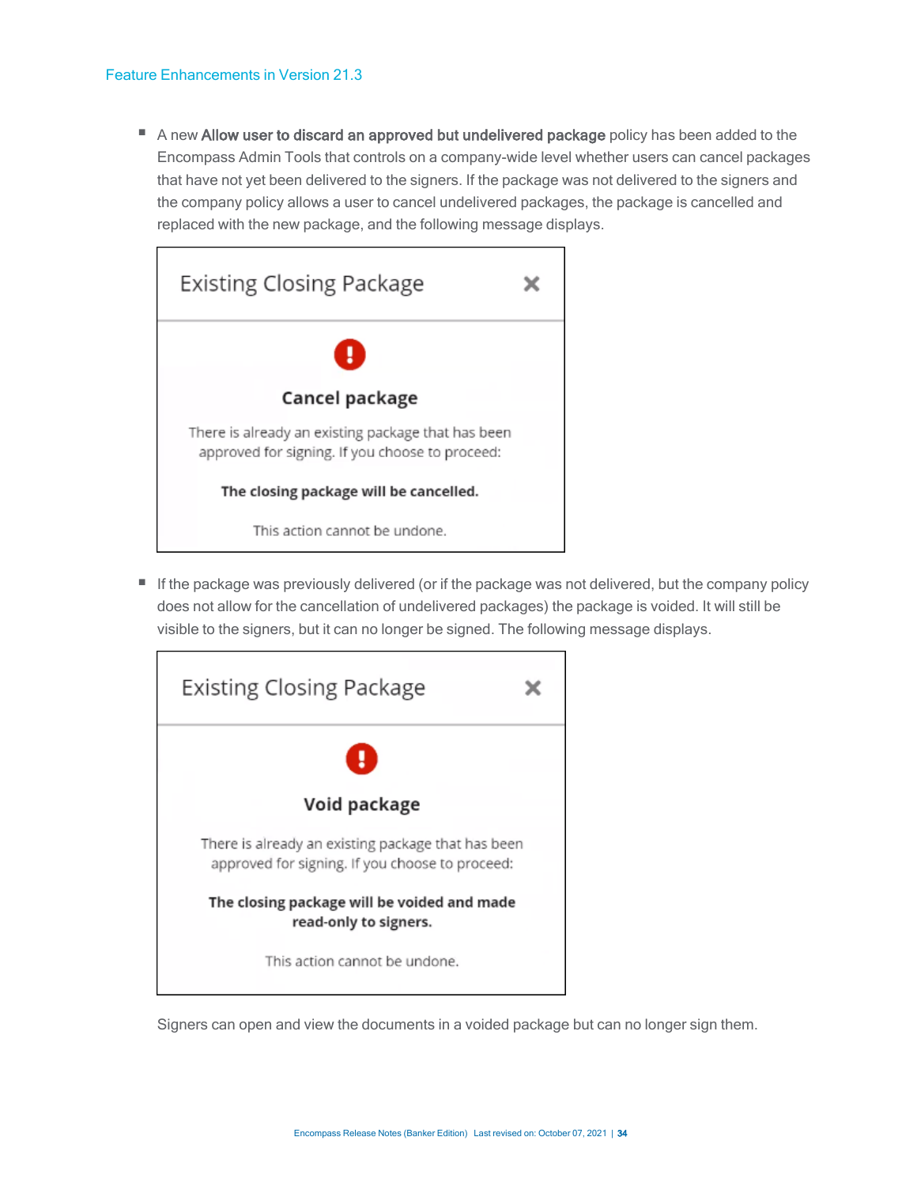- A new **Allow user to discard an approved but undelivered package** policy has been added to the Encompass Admin Tools that controls on a company-wide level whether users can cancel packages that have not yet been delivered to the signers. If the package was not delivered to the signers and the company policy allows a user to cancel undelivered packages, the package is cancelled and replaced with the new package, and the following message displays.

  Existing Closing Package

  **Cancel package**

  There is already an existing package that has been approved for signing. If you choose to proceed:

  **The closing package will be cancelled.**

  This action cannot be undone.

- If the package was previously delivered (or if the package was not delivered, but the company policy does not allow for the cancellation of undelivered packages) the package is voided. It will still be visible to the signers, but it can no longer be signed. The following message displays.

  Existing Closing Package

  **Void package**

  There is already an existing package that has been approved for signing. If you choose to proceed:

  **The closing package will be voided and made read-only to signers.**

  This action cannot be undone.

  Signers can open and view the documents in a voided package but can no longer sign them.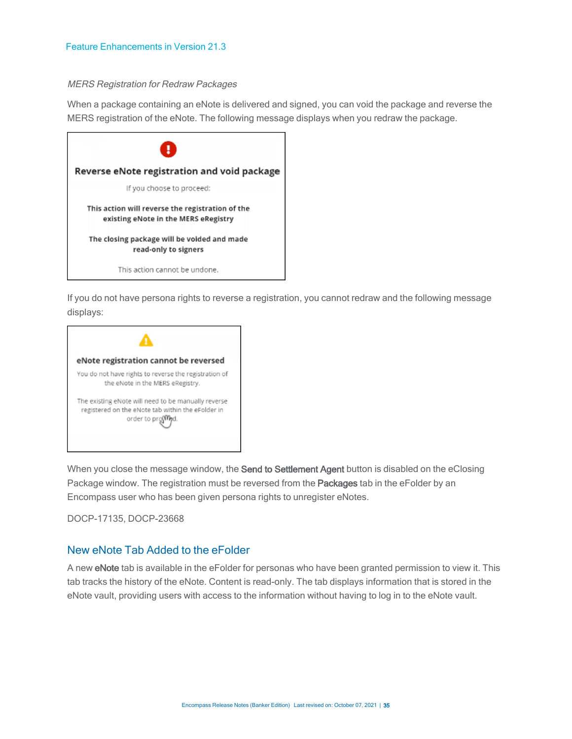*MERS Registration for Redraw Packages*

When a package containing an eNote is delivered and signed, you can void the package and reverse the MERS registration of the eNote. The following message displays when you redraw the package.

**Reverse eNote registration and void package**

If you choose to proceed:

**This action will reverse the registration of the existing eNote in the MERS eRegistry**

**The closing package will be voided and made read-only to signers**

This action cannot be undone.

If you do not have persona rights to reverse a registration, you cannot redraw and the following message displays:

**eNote registration cannot be reversed**

You do not have rights to reverse the registration of the eNote in the MERS eRegistry.

The existing eNote will need to be manually reverse registered on the eNote tab within the eFolder in order to proceed.

When you close the message window, the **Send to Settlement Agent** button is disabled on the eClosing Package window. The registration must be reversed from the **Packages** tab in the eFolder by an Encompass user who has been given persona rights to unregister eNotes.

DOCP-17135, DOCP-23668

## New eNote Tab Added to the eFolder

A new **eNote** tab is available in the eFolder for personas who have been granted permission to view it. This tab tracks the history of the eNote. Content is read-only. The tab displays information that is stored in the eNote vault, providing users with access to the information without having to log in to the eNote vault.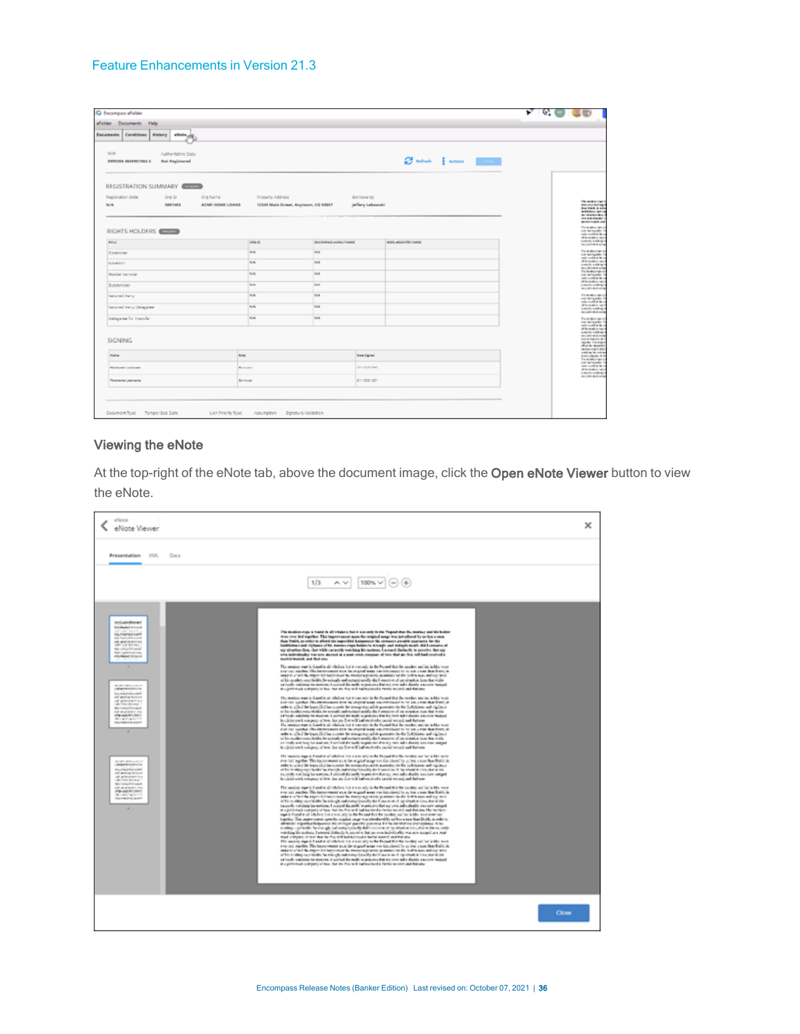## Viewing the eNote

At the top-right of the eNote tab, above the document image, click the **Open eNote Viewer** button to view the eNote.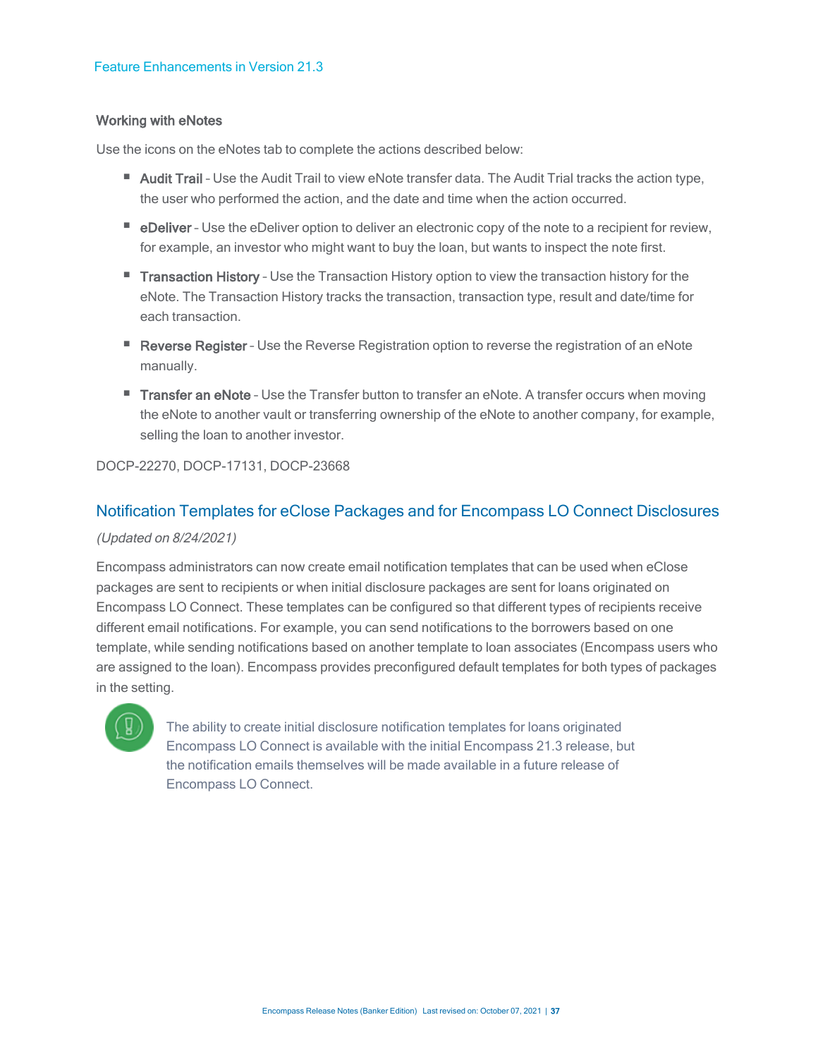### Working with eNotes

Use the icons on the eNotes tab to complete the actions described below:

- **Audit Trail** – Use the Audit Trail to view eNote transfer data. The Audit Trial tracks the action type, the user who performed the action, and the date and time when the action occurred.
- **eDeliver** – Use the eDeliver option to deliver an electronic copy of the note to a recipient for review, for example, an investor who might want to buy the loan, but wants to inspect the note first.
- **Transaction History** – Use the Transaction History option to view the transaction history for the eNote. The Transaction History tracks the transaction, transaction type, result and date/time for each transaction.
- **Reverse Register** – Use the Reverse Registration option to reverse the registration of an eNote manually.
- **Transfer an eNote** – Use the Transfer button to transfer an eNote. A transfer occurs when moving the eNote to another vault or transferring ownership of the eNote to another company, for example, selling the loan to another investor.

DOCP-22270, DOCP-17131, DOCP-23668

## Notification Templates for eClose Packages and for Encompass LO Connect Disclosures

*(Updated on 8/24/2021)*

Encompass administrators can now create email notification templates that can be used when eClose packages are sent to recipients or when initial disclosure packages are sent for loans originated on Encompass LO Connect. These templates can be configured so that different types of recipients receive different email notifications. For example, you can send notifications to the borrowers based on one template, while sending notifications based on another template to loan associates (Encompass users who are assigned to the loan). Encompass provides preconfigured default templates for both types of packages in the setting.

The ability to create initial disclosure notification templates for loans originated Encompass LO Connect is available with the initial Encompass 21.3 release, but the notification emails themselves will be made available in a future release of Encompass LO Connect.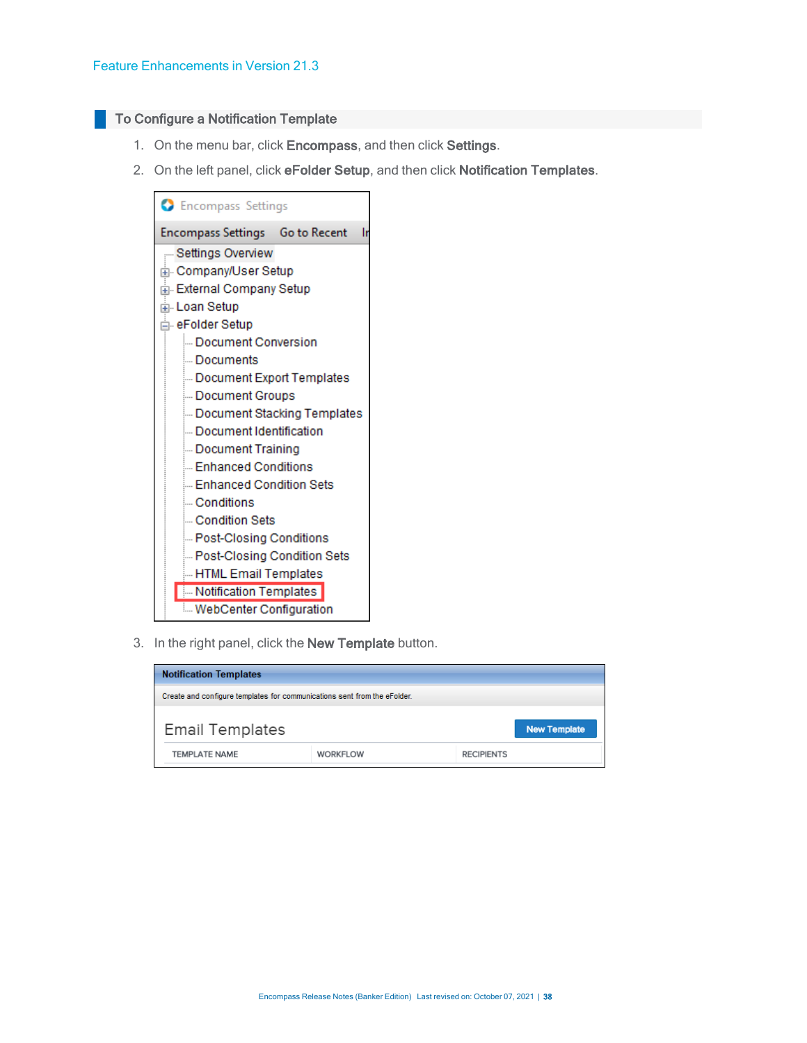## To Configure a Notification Template

1. On the menu bar, click **Encompass**, and then click **Settings**.
2. On the left panel, click **eFolder Setup**, and then click **Notification Templates**.

3. In the right panel, click the **New Template** button.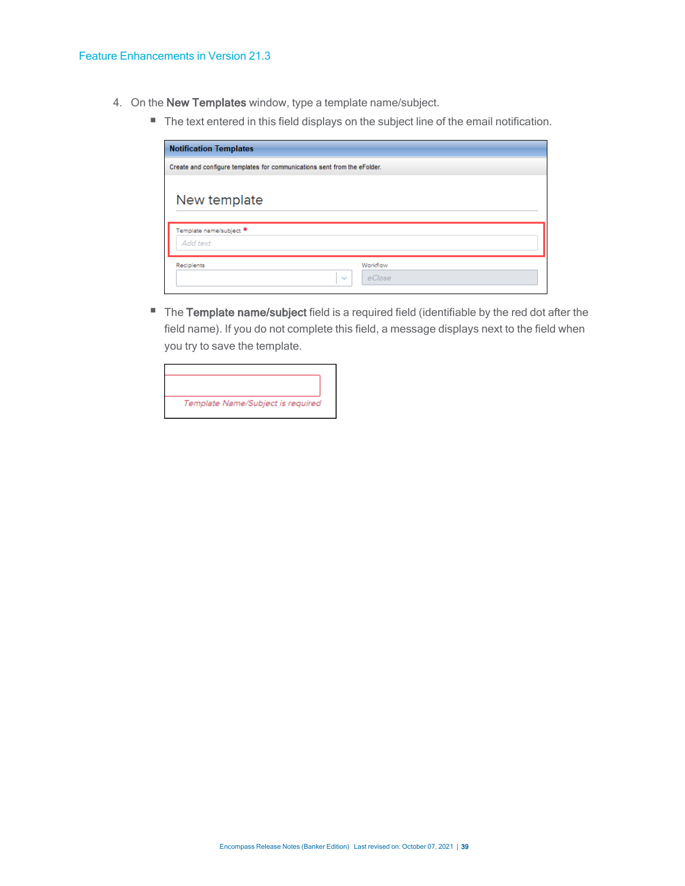4. On the **New Templates** window, type a template name/subject.
   - The text entered in this field displays on the subject line of the email notification.

   Notification Templates

   Create and configure templates for communications sent from the eFolder.

   New template

   Template name/subject

   Add text

   Recipients

   Workflow

   eClose

   - The **Template name/subject** field is a required field (identifiable by the red dot after the field name). If you do not complete this field, a message displays next to the field when you try to save the template.

   Template Name/Subject is required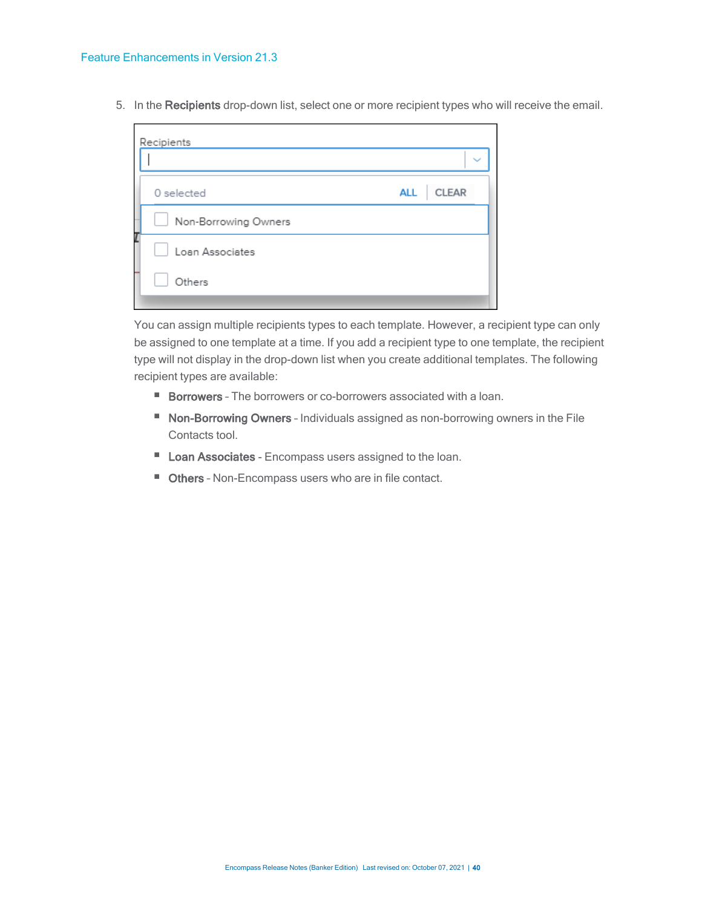5. In the **Recipients** drop-down list, select one or more recipient types who will receive the email.

   You can assign multiple recipients types to each template. However, a recipient type can only be assigned to one template at a time. If you add a recipient type to one template, the recipient type will not display in the drop-down list when you create additional templates. The following recipient types are available:

   - **Borrowers** - The borrowers or co-borrowers associated with a loan.
   - **Non-Borrowing Owners** - Individuals assigned as non-borrowing owners in the File Contacts tool.
   - **Loan Associates** - Encompass users assigned to the loan.
   - **Others** - Non-Encompass users who are in file contact.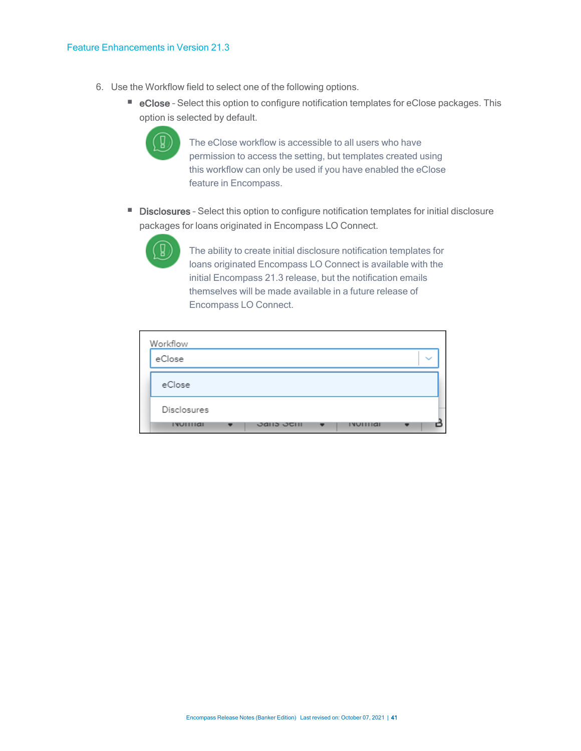6. Use the Workflow field to select one of the following options.
   - **eClose** - Select this option to configure notification templates for eClose packages. This option is selected by default.

     The eClose workflow is accessible to all users who have permission to access the setting, but templates created using this workflow can only be used if you have enabled the eClose feature in Encompass.

   - **Disclosures** - Select this option to configure notification templates for initial disclosure packages for loans originated in Encompass LO Connect.

     The ability to create initial disclosure notification templates for loans originated Encompass LO Connect is available with the initial Encompass 21.3 release, but the notification emails themselves will be made available in a future release of Encompass LO Connect.

Workflow

eClose

eClose

Disclosures